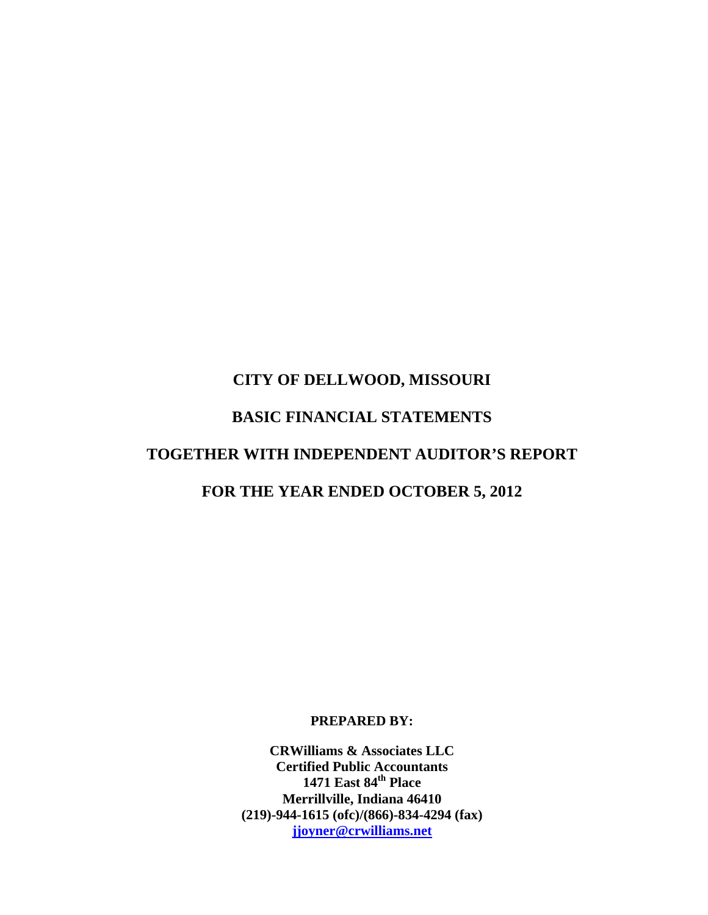# CITY OF DELLWOOD, MISSOURI

## BASIC FINANCIAL STATEMENTS

## TOGETHER WITH INDEPENDENT AUDITOR'S REPORT

## FOR THE YEAR ENDED OCTOBER 5, 2012

**PREPARED BY:**

**CRWilliams & Associates LLC**
**Certified Public Accountants**
**1471 East 84th Place**
**Merrillville, Indiana 46410**
**(219)-944-1615 (ofc)/(866)-834-4294 (fax)**
**jjoyner@crwilliams.net**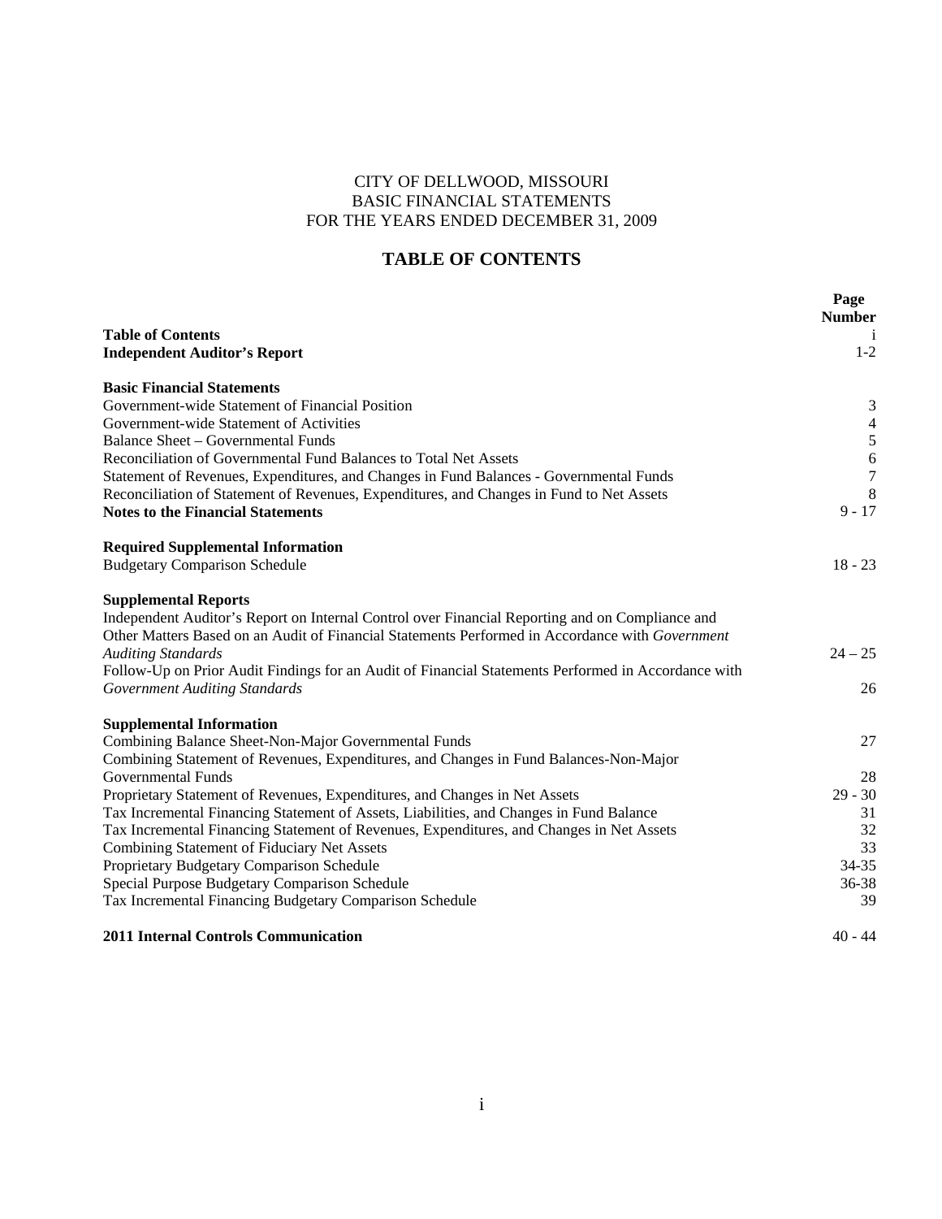CITY OF DELLWOOD, MISSOURI
BASIC FINANCIAL STATEMENTS
FOR THE YEARS ENDED DECEMBER 31, 2009

# TABLE OF CONTENTS

| | Page Number |
|---|---|
| **Table of Contents** | i |
| **Independent Auditor's Report** | 1-2 |
| | |
| **Basic Financial Statements** | |
| Government-wide Statement of Financial Position | 3 |
| Government-wide Statement of Activities | 4 |
| Balance Sheet – Governmental Funds | 5 |
| Reconciliation of Governmental Fund Balances to Total Net Assets | 6 |
| Statement of Revenues, Expenditures, and Changes in Fund Balances - Governmental Funds | 7 |
| Reconciliation of Statement of Revenues, Expenditures, and Changes in Fund to Net Assets | 8 |
| **Notes to the Financial Statements** | 9 - 17 |
| | |
| **Required Supplemental Information** | |
| Budgetary Comparison Schedule | 18 - 23 |
| | |
| **Supplemental Reports** | |
| Independent Auditor's Report on Internal Control over Financial Reporting and on Compliance and Other Matters Based on an Audit of Financial Statements Performed in Accordance with *Government Auditing Standards* | 24 – 25 |
| Follow-Up on Prior Audit Findings for an Audit of Financial Statements Performed in Accordance with *Government Auditing Standards* | 26 |
| | |
| **Supplemental Information** | |
| Combining Balance Sheet-Non-Major Governmental Funds | 27 |
| Combining Statement of Revenues, Expenditures, and Changes in Fund Balances-Non-Major Governmental Funds | 28 |
| Proprietary Statement of Revenues, Expenditures, and Changes in Net Assets | 29 - 30 |
| Tax Incremental Financing Statement of Assets, Liabilities, and Changes in Fund Balance | 31 |
| Tax Incremental Financing Statement of Revenues, Expenditures, and Changes in Net Assets | 32 |
| Combining Statement of Fiduciary Net Assets | 33 |
| Proprietary Budgetary Comparison Schedule | 34-35 |
| Special Purpose Budgetary Comparison Schedule | 36-38 |
| Tax Incremental Financing Budgetary Comparison Schedule | 39 |
| | |
| **2011 Internal Controls Communication** | 40 - 44 |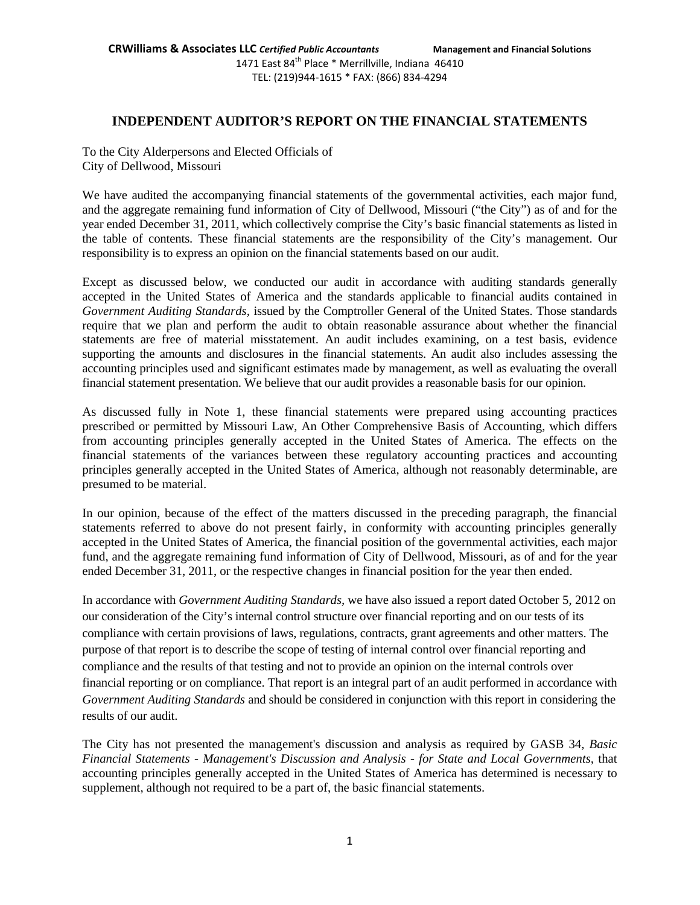CRWilliams & Associates LLC *Certified Public Accountants* **Management and Financial Solutions**
1471 East 84th Place * Merrillville, Indiana 46410
TEL: (219)944-1615 * FAX: (866) 834-4294

# INDEPENDENT AUDITOR'S REPORT ON THE FINANCIAL STATEMENTS

To the City Alderpersons and Elected Officials of
City of Dellwood, Missouri

We have audited the accompanying financial statements of the governmental activities, each major fund, and the aggregate remaining fund information of City of Dellwood, Missouri ("the City") as of and for the year ended December 31, 2011, which collectively comprise the City's basic financial statements as listed in the table of contents. These financial statements are the responsibility of the City's management. Our responsibility is to express an opinion on the financial statements based on our audit.

Except as discussed below, we conducted our audit in accordance with auditing standards generally accepted in the United States of America and the standards applicable to financial audits contained in *Government Auditing Standards*, issued by the Comptroller General of the United States. Those standards require that we plan and perform the audit to obtain reasonable assurance about whether the financial statements are free of material misstatement. An audit includes examining, on a test basis, evidence supporting the amounts and disclosures in the financial statements. An audit also includes assessing the accounting principles used and significant estimates made by management, as well as evaluating the overall financial statement presentation. We believe that our audit provides a reasonable basis for our opinion.

As discussed fully in Note 1, these financial statements were prepared using accounting practices prescribed or permitted by Missouri Law, An Other Comprehensive Basis of Accounting, which differs from accounting principles generally accepted in the United States of America. The effects on the financial statements of the variances between these regulatory accounting practices and accounting principles generally accepted in the United States of America, although not reasonably determinable, are presumed to be material.

In our opinion, because of the effect of the matters discussed in the preceding paragraph, the financial statements referred to above do not present fairly, in conformity with accounting principles generally accepted in the United States of America, the financial position of the governmental activities, each major fund, and the aggregate remaining fund information of City of Dellwood, Missouri, as of and for the year ended December 31, 2011, or the respective changes in financial position for the year then ended.

In accordance with *Government Auditing Standards*, we have also issued a report dated October 5, 2012 on our consideration of the City's internal control structure over financial reporting and on our tests of its compliance with certain provisions of laws, regulations, contracts, grant agreements and other matters. The purpose of that report is to describe the scope of testing of internal control over financial reporting and compliance and the results of that testing and not to provide an opinion on the internal controls over financial reporting or on compliance. That report is an integral part of an audit performed in accordance with *Government Auditing Standards* and should be considered in conjunction with this report in considering the results of our audit.

The City has not presented the management's discussion and analysis as required by GASB 34, *Basic Financial Statements - Management's Discussion and Analysis - for State and Local Governments*, that accounting principles generally accepted in the United States of America has determined is necessary to supplement, although not required to be a part of, the basic financial statements.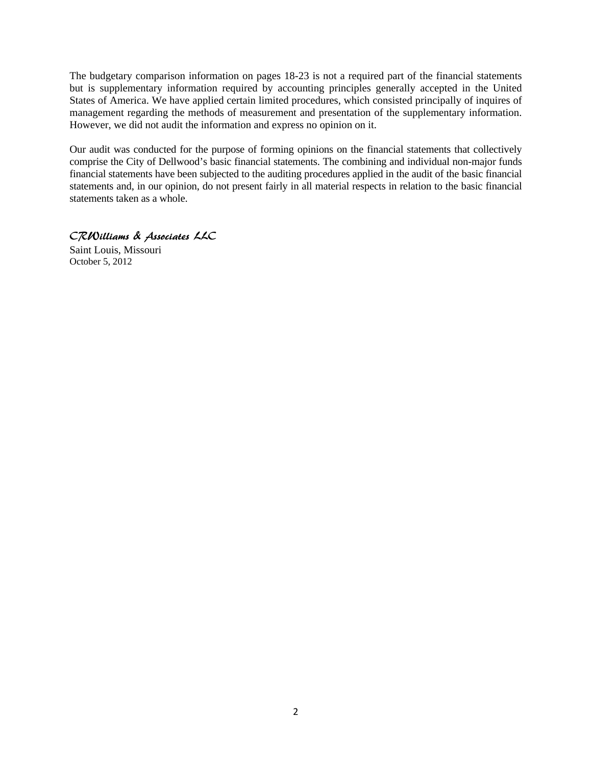The budgetary comparison information on pages 18-23 is not a required part of the financial statements but is supplementary information required by accounting principles generally accepted in the United States of America. We have applied certain limited procedures, which consisted principally of inquires of management regarding the methods of measurement and presentation of the supplementary information. However, we did not audit the information and express no opinion on it.

Our audit was conducted for the purpose of forming opinions on the financial statements that collectively comprise the City of Dellwood's basic financial statements. The combining and individual non-major funds financial statements have been subjected to the auditing procedures applied in the audit of the basic financial statements and, in our opinion, do not present fairly in all material respects in relation to the basic financial statements taken as a whole.

*CRWilliams & Associates LLC*

Saint Louis, Missouri
October 5, 2012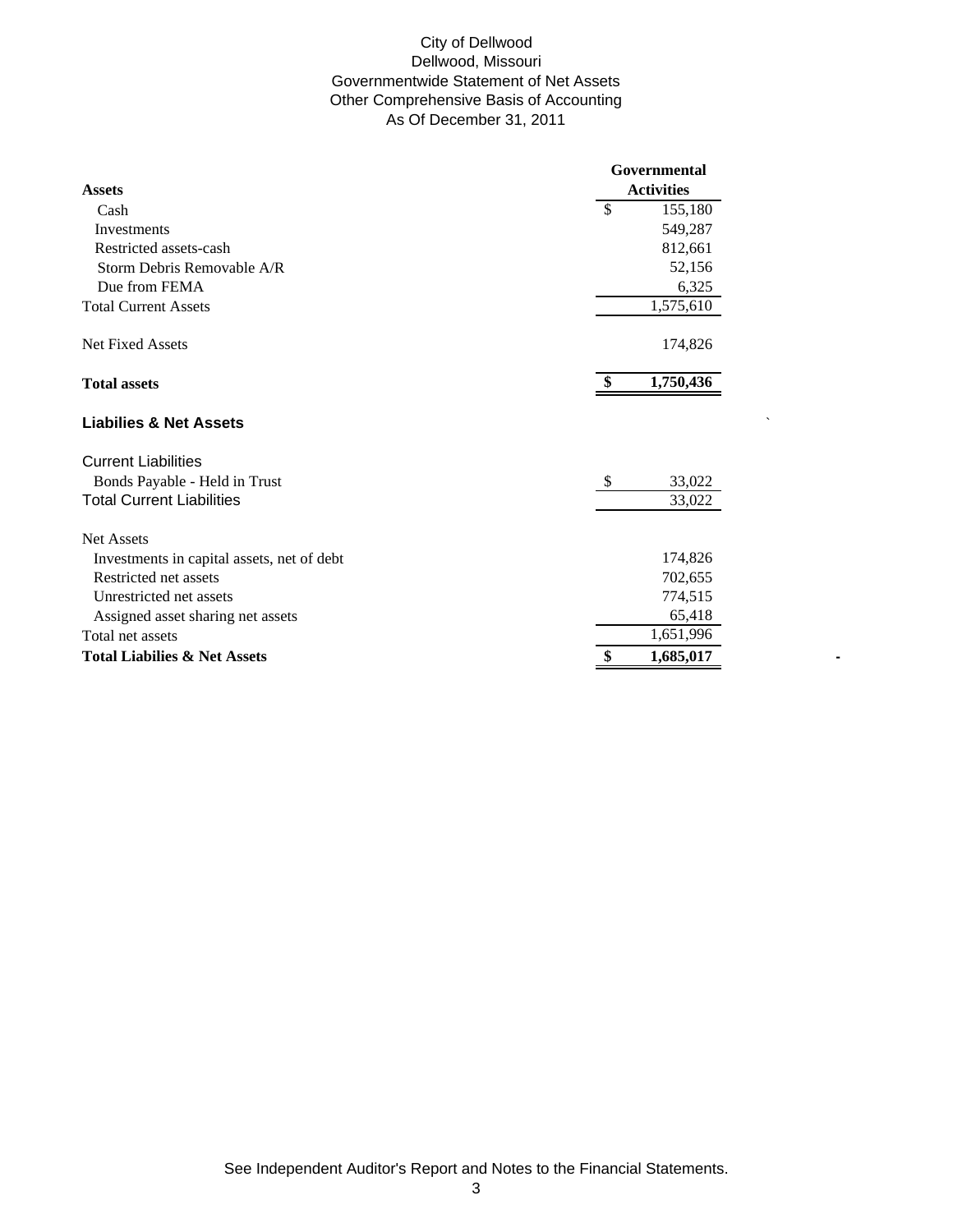City of Dellwood
Dellwood, Missouri
Governmentwide Statement of Net Assets
Other Comprehensive Basis of Accounting
As Of December 31, 2011

| | Governmental Activities |
|---|---|
| **Assets** | |
| Cash | $ 155,180 |
| Investments | 549,287 |
| Restricted assets-cash | 812,661 |
| Storm Debris Removable A/R | 52,156 |
| Due from FEMA | 6,325 |
| Total Current Assets | 1,575,610 |
| Net Fixed Assets | 174,826 |
| **Total assets** | **$ 1,750,436** |
| **Liabilies & Net Assets** | |
| Current Liabilities | |
| Bonds Payable - Held in Trust | $ 33,022 |
| Total Current Liabilities | 33,022 |
| Net Assets | |
| Investments in capital assets, net of debt | 174,826 |
| Restricted net assets | 702,655 |
| Unrestricted net assets | 774,515 |
| Assigned asset sharing net assets | 65,418 |
| Total net assets | 1,651,996 |
| **Total Liabilies & Net Assets** | **$ 1,685,017** |

See Independent Auditor's Report and Notes to the Financial Statements.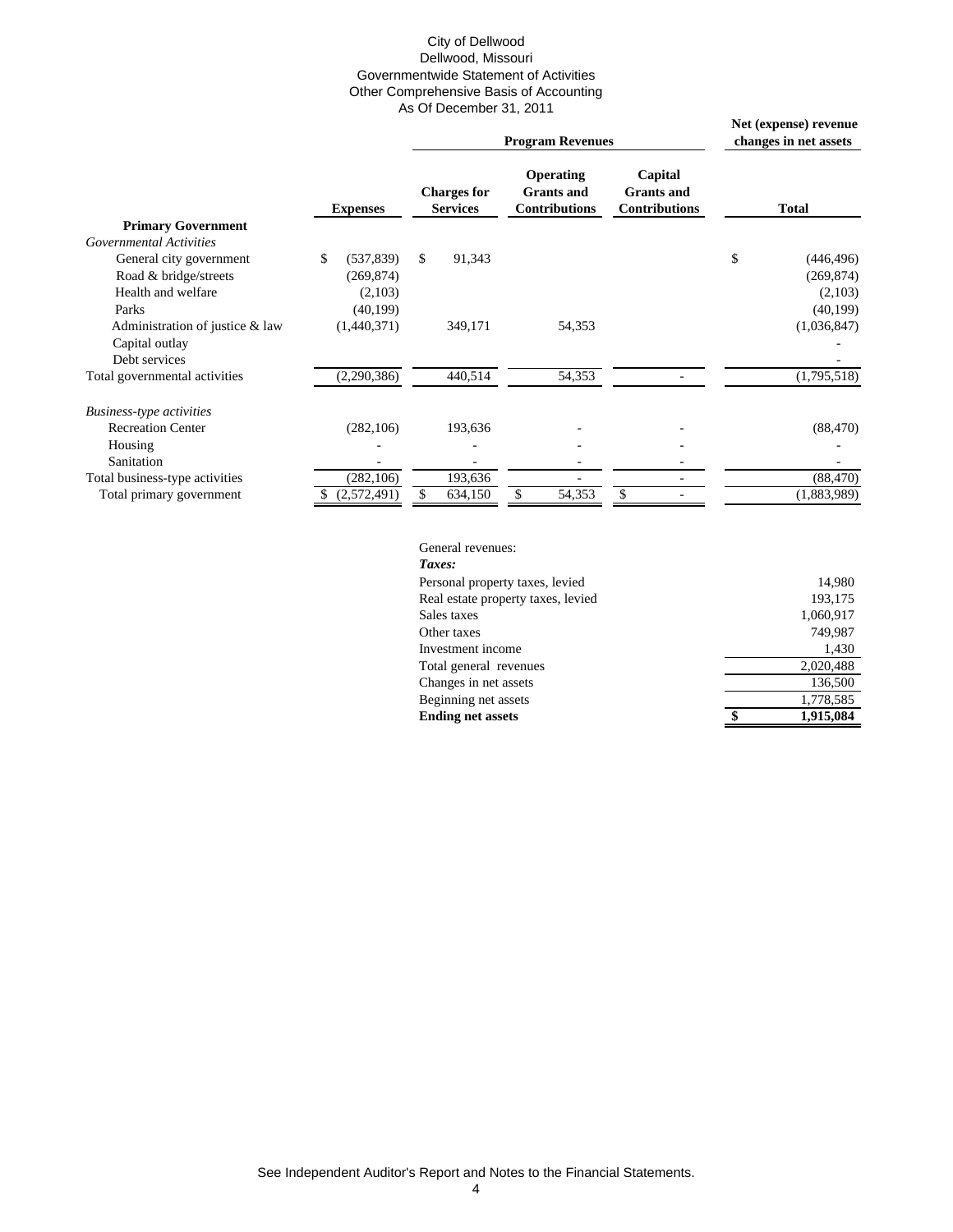City of Dellwood
Dellwood, Missouri
Governmentwide Statement of Activities
Other Comprehensive Basis of Accounting
As Of December 31, 2011

| | | Program Revenues | | | Net (expense) revenue changes in net assets |
|---|---|---|---|---|---|
| | **Expenses** | **Charges for Services** | **Operating Grants and Contributions** | **Capital Grants and Contributions** | **Total** |
| **Primary Government** | | | | | |
| *Governmental Activities* | | | | | |
| General city government | $ (537,839) | $ 91,343 | | | $ (446,496) |
| Road & bridge/streets | (269,874) | | | | (269,874) |
| Health and welfare | (2,103) | | | | (2,103) |
| Parks | (40,199) | | | | (40,199) |
| Administration of justice & law | (1,440,371) | 349,171 | 54,353 | | (1,036,847) |
| Capital outlay | | | | | - |
| Debt services | | | | | - |
| Total governmental activities | (2,290,386) | 440,514 | 54,353 | - | (1,795,518) |
| *Business-type activities* | | | | | |
| Recreation Center | (282,106) | 193,636 | - | - | (88,470) |
| Housing | - | - | - | - | - |
| Sanitation | - | - | - | - | - |
| Total business-type activities | (282,106) | 193,636 | - | - | (88,470) |
| Total primary government | $ (2,572,491) | $ 634,150 | $ 54,353 | $ - | (1,883,989) |

| | |
|---|---|
| General revenues: | |
| ***Taxes:*** | |
| Personal property taxes, levied | 14,980 |
| Real estate property taxes, levied | 193,175 |
| Sales taxes | 1,060,917 |
| Other taxes | 749,987 |
| Investment income | 1,430 |
| Total general revenues | 2,020,488 |
| Changes in net assets | 136,500 |
| Beginning net assets | 1,778,585 |
| **Ending net assets** | **$ 1,915,084** |

See Independent Auditor's Report and Notes to the Financial Statements.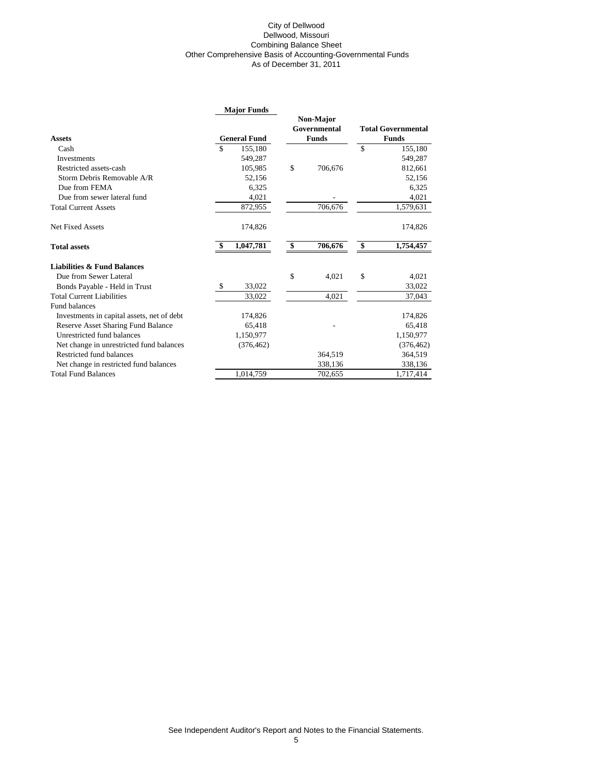City of Dellwood
Dellwood, Missouri
Combining Balance Sheet
Other Comprehensive Basis of Accounting-Governmental Funds
As of December 31, 2011

| | Major Funds | | |
|---|---|---|---|
| **Assets** | **General Fund** | **Non-Major Governmental Funds** | **Total Governmental Funds** |
| Cash | $ 155,180 | | $ 155,180 |
| Investments | 549,287 | | 549,287 |
| Restricted assets-cash | 105,985 | $ 706,676 | 812,661 |
| Storm Debris Removable A/R | 52,156 | | 52,156 |
| Due from FEMA | 6,325 | | 6,325 |
| Due from sewer lateral fund | 4,021 | - | 4,021 |
| Total Current Assets | 872,955 | 706,676 | 1,579,631 |
| Net Fixed Assets | 174,826 | | 174,826 |
| **Total assets** | **$ 1,047,781** | **$ 706,676** | **$ 1,754,457** |
| **Liabilities & Fund Balances** | | | |
| Due from Sewer Lateral | | $ 4,021 | $ 4,021 |
| Bonds Payable - Held in Trust | $ 33,022 | | 33,022 |
| Total Current Liabilities | 33,022 | 4,021 | 37,043 |
| Fund balances | | | |
| Investments in capital assets, net of debt | 174,826 | | 174,826 |
| Reserve Asset Sharing Fund Balance | 65,418 | - | 65,418 |
| Unrestricted fund balances | 1,150,977 | | 1,150,977 |
| Net change in unrestricted fund balances | (376,462) | | (376,462) |
| Restricted fund balances | | 364,519 | 364,519 |
| Net change in restricted fund balances | | 338,136 | 338,136 |
| Total Fund Balances | 1,014,759 | 702,655 | 1,717,414 |

See Independent Auditor's Report and Notes to the Financial Statements.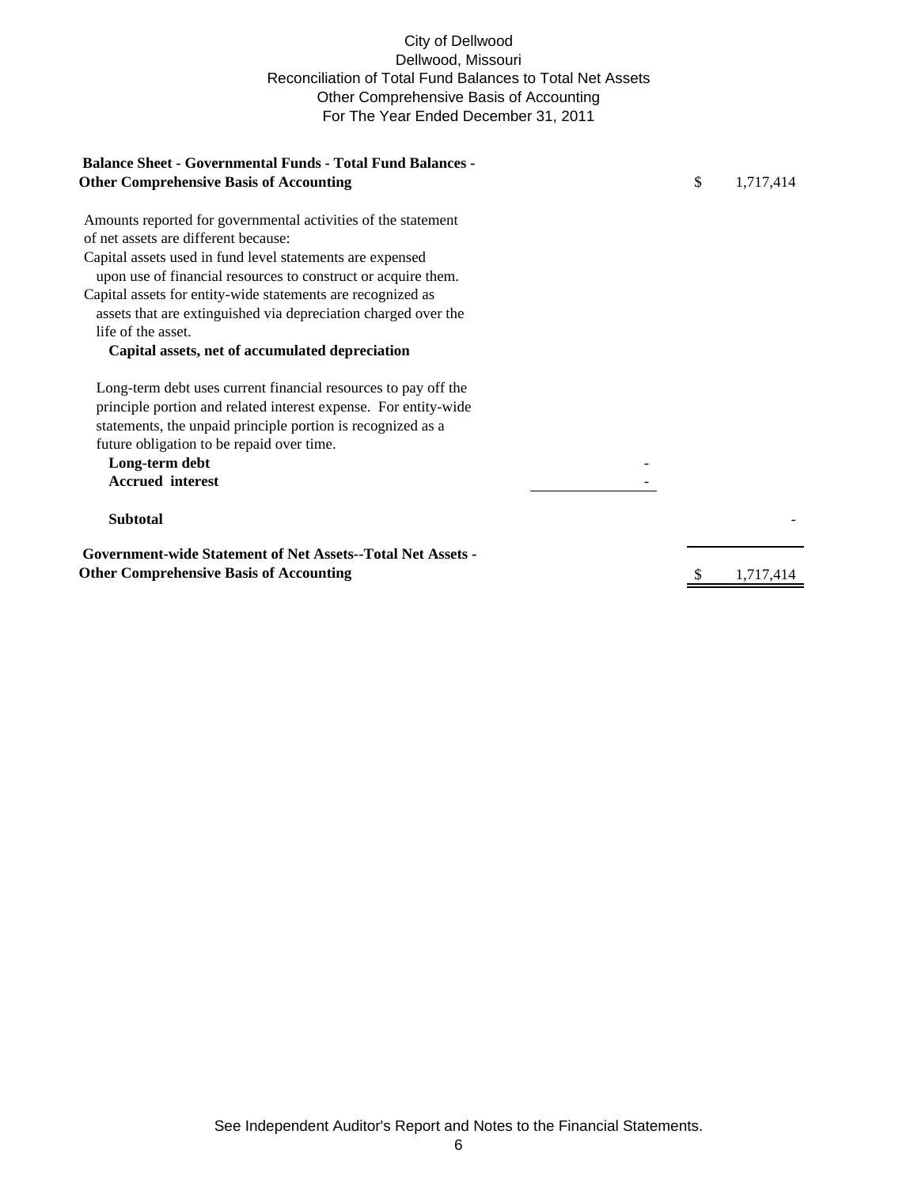# City of Dellwood
## Dellwood, Missouri
## Reconciliation of Total Fund Balances to Total Net Assets
## Other Comprehensive Basis of Accounting
## For The Year Ended December 31, 2011

| | | |
|---|---|---|
| **Balance Sheet - Governmental Funds - Total Fund Balances - Other Comprehensive Basis of Accounting** | | $ 1,717,414 |
| Amounts reported for governmental activities of the statement of net assets are different because: | | |
| Capital assets used in fund level statements are expensed upon use of financial resources to construct or acquire them. Capital assets for entity-wide statements are recognized as assets that are extinguished via depreciation charged over the life of the asset. | | |
| **Capital assets, net of accumulated depreciation** | | |
| Long-term debt uses current financial resources to pay off the principle portion and related interest expense. For entity-wide statements, the unpaid principle portion is recognized as a future obligation to be repaid over time. | | |
| **Long-term debt** | - | |
| **Accrued interest** | - | |
| **Subtotal** | | - |
| **Government-wide Statement of Net Assets--Total Net Assets - Other Comprehensive Basis of Accounting** | | $ 1,717,414 |

See Independent Auditor's Report and Notes to the Financial Statements.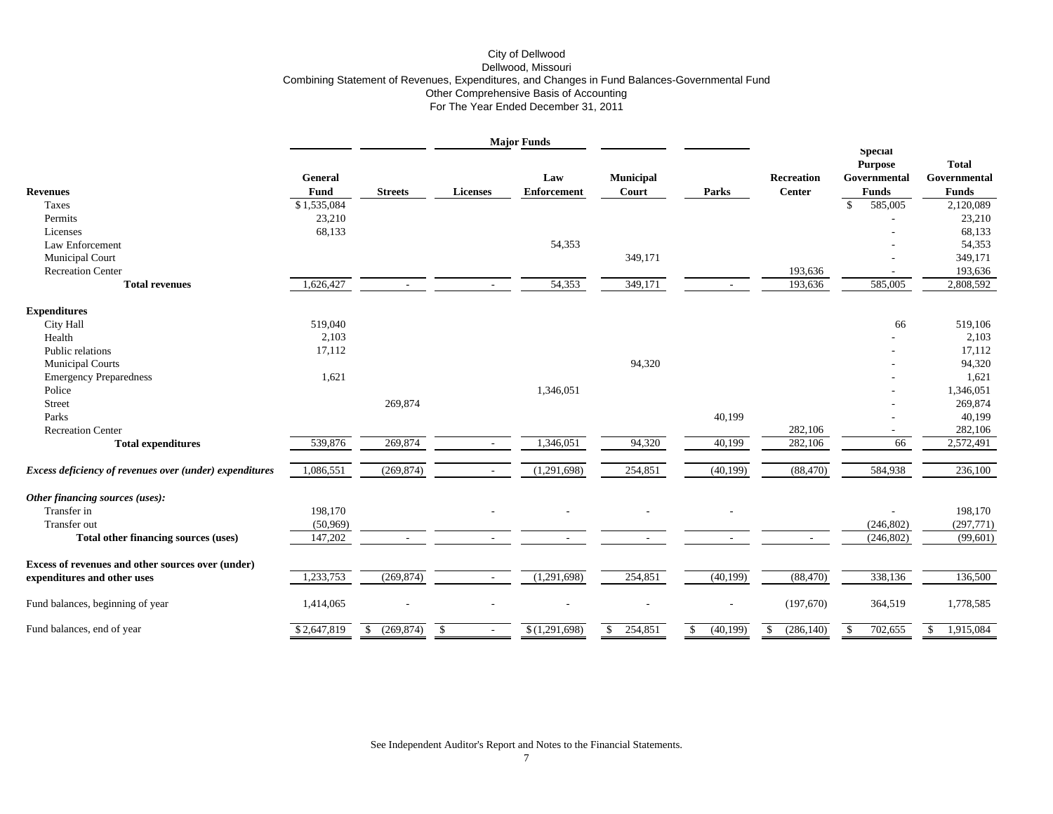City of Dellwood
Dellwood, Missouri
Combining Statement of Revenues, Expenditures, and Changes in Fund Balances-Governmental Fund
Other Comprehensive Basis of Accounting
For The Year Ended December 31, 2011

| | Major Funds | | | | | | | | |
|---|---|---|---|---|---|---|---|---|---|
| **Revenues** | **General Fund** | **Streets** | **Licenses** | **Law Enforcement** | **Municipal Court** | **Parks** | **Recreation Center** | **Special Purpose Governmental Funds** | **Total Governmental Funds** |
| Taxes | $ 1,535,084 | | | | | | | $ 585,005 | 2,120,089 |
| Permits | 23,210 | | | | | | | - | 23,210 |
| Licenses | 68,133 | | | | | | | - | 68,133 |
| Law Enforcement | | | | 54,353 | | | | - | 54,353 |
| Municipal Court | | | | | 349,171 | | | - | 349,171 |
| Recreation Center | | | | | | | 193,636 | - | 193,636 |
| **Total revenues** | 1,626,427 | - | - | 54,353 | 349,171 | - | 193,636 | 585,005 | 2,808,592 |
| **Expenditures** | | | | | | | | | |
| City Hall | 519,040 | | | | | | | 66 | 519,106 |
| Health | 2,103 | | | | | | | - | 2,103 |
| Public relations | 17,112 | | | | | | | - | 17,112 |
| Municipal Courts | | | | | 94,320 | | | - | 94,320 |
| Emergency Preparedness | 1,621 | | | | | | | - | 1,621 |
| Police | | | | 1,346,051 | | | | - | 1,346,051 |
| Street | | 269,874 | | | | | | - | 269,874 |
| Parks | | | | | | 40,199 | | - | 40,199 |
| Recreation Center | | | | | | | 282,106 | - | 282,106 |
| **Total expenditures** | 539,876 | 269,874 | - | 1,346,051 | 94,320 | 40,199 | 282,106 | 66 | 2,572,491 |
| ***Excess deficiency of revenues over (under) expenditures*** | 1,086,551 | (269,874) | - | (1,291,698) | 254,851 | (40,199) | (88,470) | 584,938 | 236,100 |
| ***Other financing sources (uses):*** | | | | | | | | | |
| Transfer in | 198,170 | | - | - | - | - | | - | 198,170 |
| Transfer out | (50,969) | | | | | | | (246,802) | (297,771) |
| **Total other financing sources (uses)** | 147,202 | - | - | - | - | - | - | (246,802) | (99,601) |
| **Excess of revenues and other sources over (under) expenditures and other uses** | 1,233,753 | (269,874) | - | (1,291,698) | 254,851 | (40,199) | (88,470) | 338,136 | 136,500 |
| Fund balances, beginning of year | 1,414,065 | - | - | - | - | - | (197,670) | 364,519 | 1,778,585 |
| Fund balances, end of year | $ 2,647,819 | $ (269,874) | $ - | $ (1,291,698) | $ 254,851 | $ (40,199) | $ (286,140) | $ 702,655 | $ 1,915,084 |

See Independent Auditor's Report and Notes to the Financial Statements.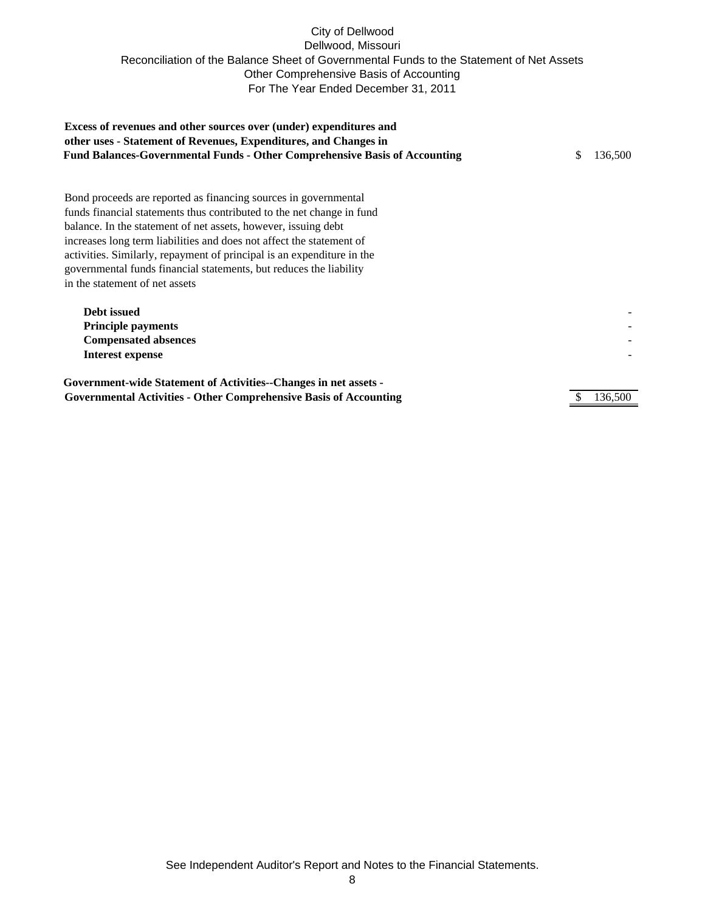# City of Dellwood
## Dellwood, Missouri
## Reconciliation of the Balance Sheet of Governmental Funds to the Statement of Net Assets
## Other Comprehensive Basis of Accounting
## For The Year Ended December 31, 2011

| | |
|---|---|
| **Excess of revenues and other sources over (under) expenditures and other uses - Statement of Revenues, Expenditures, and Changes in Fund Balances-Governmental Funds - Other Comprehensive Basis of Accounting** | $ 136,500 |
| Bond proceeds are reported as financing sources in governmental funds financial statements thus contributed to the net change in fund balance. In the statement of net assets, however, issuing debt increases long term liabilities and does not affect the statement of activities. Similarly, repayment of principal is an expenditure in the governmental funds financial statements, but reduces the liability in the statement of net assets | |
| **Debt issued** | - |
| **Principle payments** | - |
| **Compensated absences** | - |
| **Interest expense** | - |
| **Government-wide Statement of Activities--Changes in net assets - Governmental Activities - Other Comprehensive Basis of Accounting** | $ 136,500 |

See Independent Auditor's Report and Notes to the Financial Statements.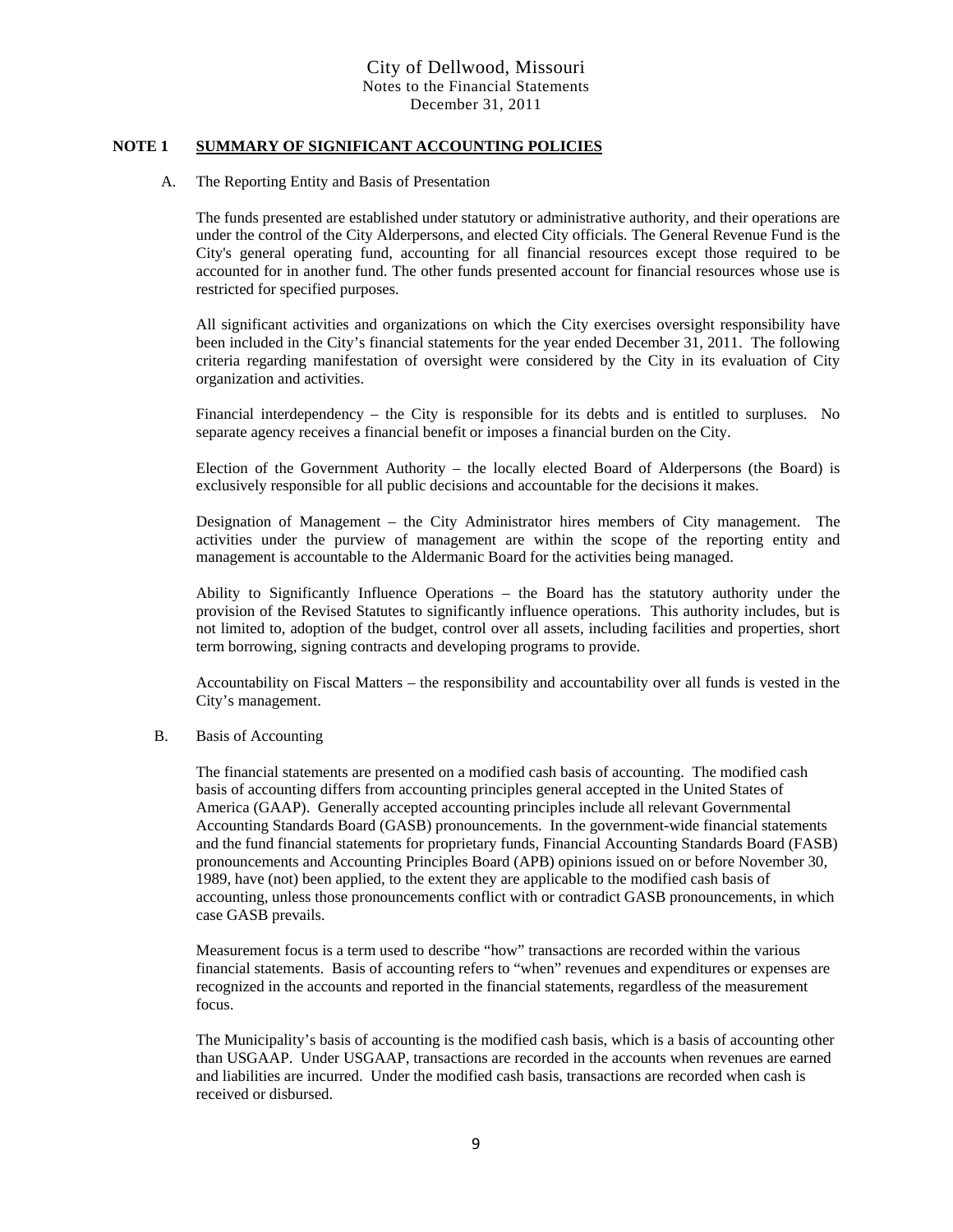City of Dellwood, Missouri
Notes to the Financial Statements
December 31, 2011

## NOTE 1 SUMMARY OF SIGNIFICANT ACCOUNTING POLICIES

A. The Reporting Entity and Basis of Presentation

The funds presented are established under statutory or administrative authority, and their operations are under the control of the City Alderpersons, and elected City officials. The General Revenue Fund is the City's general operating fund, accounting for all financial resources except those required to be accounted for in another fund. The other funds presented account for financial resources whose use is restricted for specified purposes.

All significant activities and organizations on which the City exercises oversight responsibility have been included in the City's financial statements for the year ended December 31, 2011. The following criteria regarding manifestation of oversight were considered by the City in its evaluation of City organization and activities.

Financial interdependency – the City is responsible for its debts and is entitled to surpluses. No separate agency receives a financial benefit or imposes a financial burden on the City.

Election of the Government Authority – the locally elected Board of Alderpersons (the Board) is exclusively responsible for all public decisions and accountable for the decisions it makes.

Designation of Management – the City Administrator hires members of City management. The activities under the purview of management are within the scope of the reporting entity and management is accountable to the Aldermanic Board for the activities being managed.

Ability to Significantly Influence Operations – the Board has the statutory authority under the provision of the Revised Statutes to significantly influence operations. This authority includes, but is not limited to, adoption of the budget, control over all assets, including facilities and properties, short term borrowing, signing contracts and developing programs to provide.

Accountability on Fiscal Matters – the responsibility and accountability over all funds is vested in the City's management.

B. Basis of Accounting

The financial statements are presented on a modified cash basis of accounting. The modified cash basis of accounting differs from accounting principles general accepted in the United States of America (GAAP). Generally accepted accounting principles include all relevant Governmental Accounting Standards Board (GASB) pronouncements. In the government-wide financial statements and the fund financial statements for proprietary funds, Financial Accounting Standards Board (FASB) pronouncements and Accounting Principles Board (APB) opinions issued on or before November 30, 1989, have (not) been applied, to the extent they are applicable to the modified cash basis of accounting, unless those pronouncements conflict with or contradict GASB pronouncements, in which case GASB prevails.

Measurement focus is a term used to describe "how" transactions are recorded within the various financial statements. Basis of accounting refers to "when" revenues and expenditures or expenses are recognized in the accounts and reported in the financial statements, regardless of the measurement focus.

The Municipality's basis of accounting is the modified cash basis, which is a basis of accounting other than USGAAP. Under USGAAP, transactions are recorded in the accounts when revenues are earned and liabilities are incurred. Under the modified cash basis, transactions are recorded when cash is received or disbursed.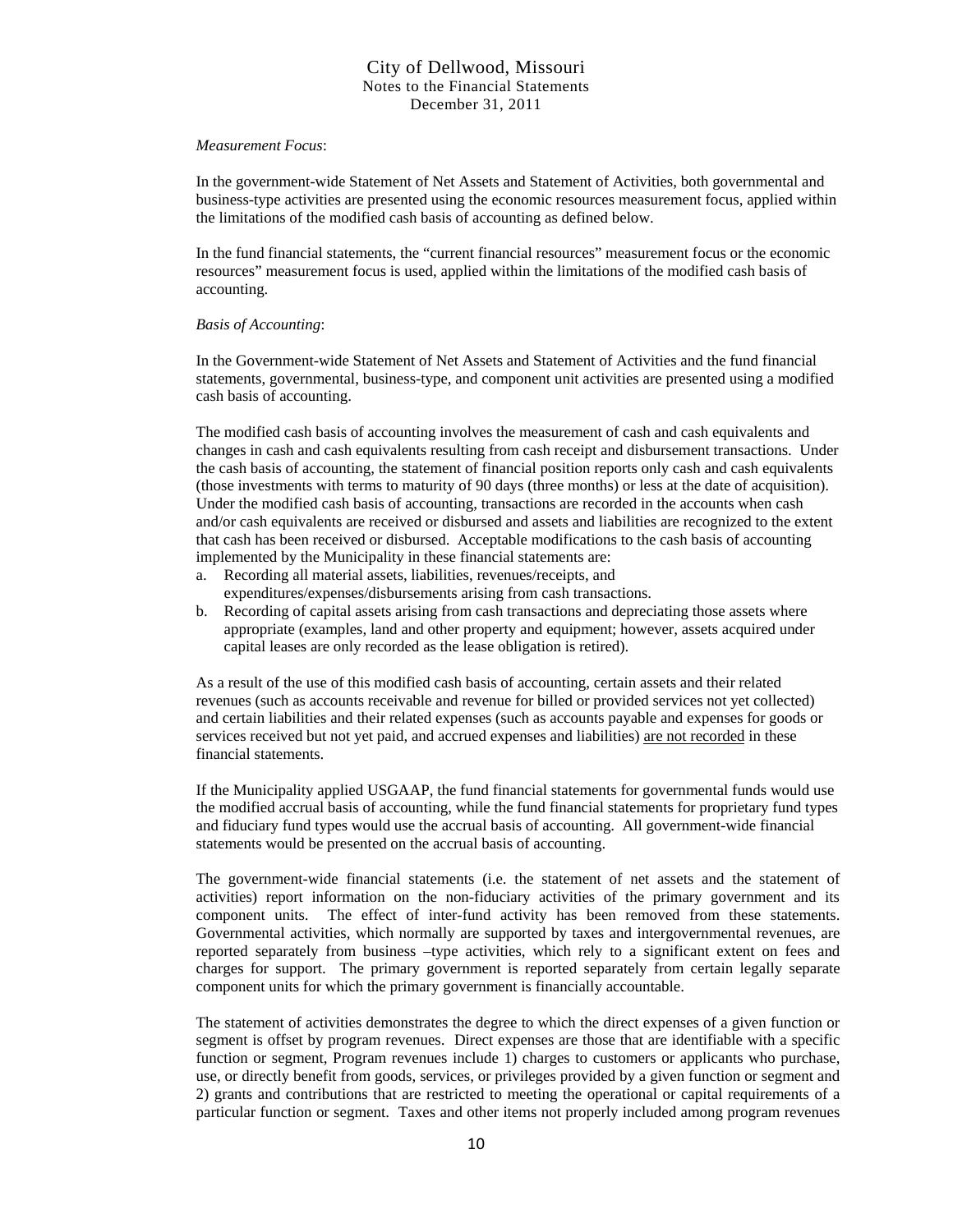*Measurement Focus*:

In the government-wide Statement of Net Assets and Statement of Activities, both governmental and business-type activities are presented using the economic resources measurement focus, applied within the limitations of the modified cash basis of accounting as defined below.

In the fund financial statements, the "current financial resources" measurement focus or the economic resources" measurement focus is used, applied within the limitations of the modified cash basis of accounting.

*Basis of Accounting*:

In the Government-wide Statement of Net Assets and Statement of Activities and the fund financial statements, governmental, business-type, and component unit activities are presented using a modified cash basis of accounting.

The modified cash basis of accounting involves the measurement of cash and cash equivalents and changes in cash and cash equivalents resulting from cash receipt and disbursement transactions. Under the cash basis of accounting, the statement of financial position reports only cash and cash equivalents (those investments with terms to maturity of 90 days (three months) or less at the date of acquisition). Under the modified cash basis of accounting, transactions are recorded in the accounts when cash and/or cash equivalents are received or disbursed and assets and liabilities are recognized to the extent that cash has been received or disbursed. Acceptable modifications to the cash basis of accounting implemented by the Municipality in these financial statements are:

a. Recording all material assets, liabilities, revenues/receipts, and expenditures/expenses/disbursements arising from cash transactions.
b. Recording of capital assets arising from cash transactions and depreciating those assets where appropriate (examples, land and other property and equipment; however, assets acquired under capital leases are only recorded as the lease obligation is retired).

As a result of the use of this modified cash basis of accounting, certain assets and their related revenues (such as accounts receivable and revenue for billed or provided services not yet collected) and certain liabilities and their related expenses (such as accounts payable and expenses for goods or services received but not yet paid, and accrued expenses and liabilities) are not recorded in these financial statements.

If the Municipality applied USGAAP, the fund financial statements for governmental funds would use the modified accrual basis of accounting, while the fund financial statements for proprietary fund types and fiduciary fund types would use the accrual basis of accounting. All government-wide financial statements would be presented on the accrual basis of accounting.

The government-wide financial statements (i.e. the statement of net assets and the statement of activities) report information on the non-fiduciary activities of the primary government and its component units. The effect of inter-fund activity has been removed from these statements. Governmental activities, which normally are supported by taxes and intergovernmental revenues, are reported separately from business –type activities, which rely to a significant extent on fees and charges for support. The primary government is reported separately from certain legally separate component units for which the primary government is financially accountable.

The statement of activities demonstrates the degree to which the direct expenses of a given function or segment is offset by program revenues. Direct expenses are those that are identifiable with a specific function or segment, Program revenues include 1) charges to customers or applicants who purchase, use, or directly benefit from goods, services, or privileges provided by a given function or segment and 2) grants and contributions that are restricted to meeting the operational or capital requirements of a particular function or segment. Taxes and other items not properly included among program revenues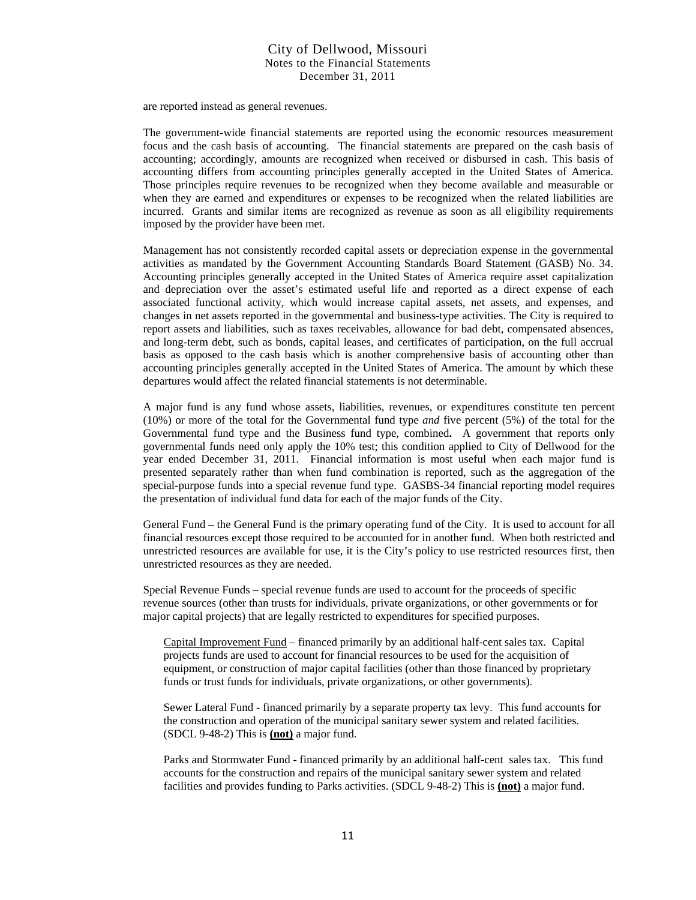are reported instead as general revenues.

The government-wide financial statements are reported using the economic resources measurement focus and the cash basis of accounting. The financial statements are prepared on the cash basis of accounting; accordingly, amounts are recognized when received or disbursed in cash. This basis of accounting differs from accounting principles generally accepted in the United States of America. Those principles require revenues to be recognized when they become available and measurable or when they are earned and expenditures or expenses to be recognized when the related liabilities are incurred. Grants and similar items are recognized as revenue as soon as all eligibility requirements imposed by the provider have been met.

Management has not consistently recorded capital assets or depreciation expense in the governmental activities as mandated by the Government Accounting Standards Board Statement (GASB) No. 34. Accounting principles generally accepted in the United States of America require asset capitalization and depreciation over the asset's estimated useful life and reported as a direct expense of each associated functional activity, which would increase capital assets, net assets, and expenses, and changes in net assets reported in the governmental and business-type activities. The City is required to report assets and liabilities, such as taxes receivables, allowance for bad debt, compensated absences, and long-term debt, such as bonds, capital leases, and certificates of participation, on the full accrual basis as opposed to the cash basis which is another comprehensive basis of accounting other than accounting principles generally accepted in the United States of America. The amount by which these departures would affect the related financial statements is not determinable.

A major fund is any fund whose assets, liabilities, revenues, or expenditures constitute ten percent (10%) or more of the total for the Governmental fund type *and* five percent (5%) of the total for the Governmental fund type and the Business fund type, combined**.** A government that reports only governmental funds need only apply the 10% test; this condition applied to City of Dellwood for the year ended December 31, 2011. Financial information is most useful when each major fund is presented separately rather than when fund combination is reported, such as the aggregation of the special-purpose funds into a special revenue fund type. GASBS-34 financial reporting model requires the presentation of individual fund data for each of the major funds of the City.

General Fund – the General Fund is the primary operating fund of the City. It is used to account for all financial resources except those required to be accounted for in another fund. When both restricted and unrestricted resources are available for use, it is the City's policy to use restricted resources first, then unrestricted resources as they are needed.

Special Revenue Funds – special revenue funds are used to account for the proceeds of specific revenue sources (other than trusts for individuals, private organizations, or other governments or for major capital projects) that are legally restricted to expenditures for specified purposes.

Capital Improvement Fund – financed primarily by an additional half-cent sales tax. Capital projects funds are used to account for financial resources to be used for the acquisition of equipment, or construction of major capital facilities (other than those financed by proprietary funds or trust funds for individuals, private organizations, or other governments).

Sewer Lateral Fund - financed primarily by a separate property tax levy. This fund accounts for the construction and operation of the municipal sanitary sewer system and related facilities. (SDCL 9-48-2) This is **(not)** a major fund.

Parks and Stormwater Fund - financed primarily by an additional half-cent sales tax. This fund accounts for the construction and repairs of the municipal sanitary sewer system and related facilities and provides funding to Parks activities. (SDCL 9-48-2) This is **(not)** a major fund.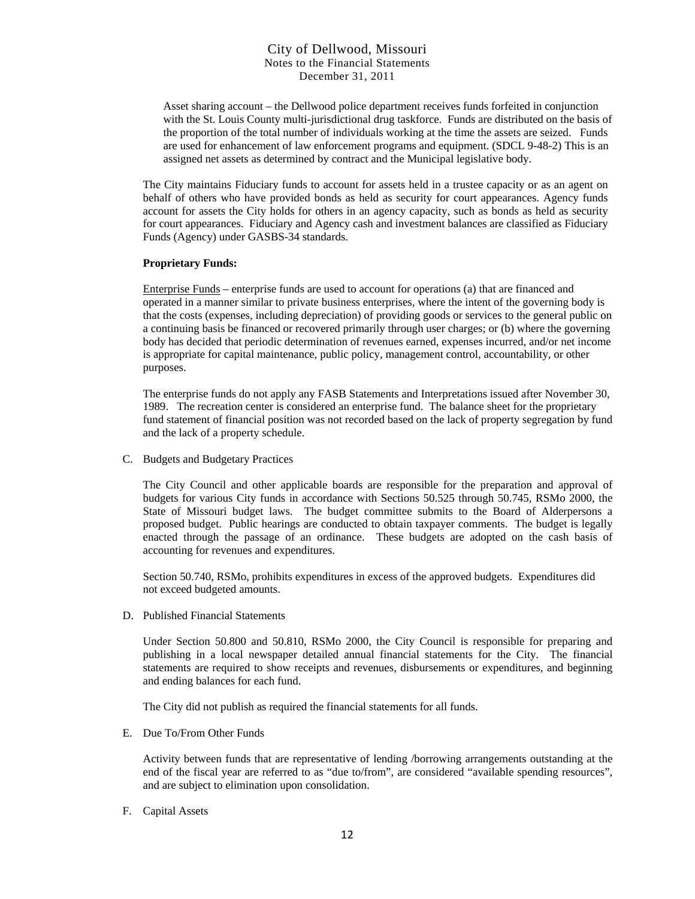Asset sharing account – the Dellwood police department receives funds forfeited in conjunction with the St. Louis County multi-jurisdictional drug taskforce. Funds are distributed on the basis of the proportion of the total number of individuals working at the time the assets are seized. Funds are used for enhancement of law enforcement programs and equipment. (SDCL 9-48-2) This is an assigned net assets as determined by contract and the Municipal legislative body.

The City maintains Fiduciary funds to account for assets held in a trustee capacity or as an agent on behalf of others who have provided bonds as held as security for court appearances. Agency funds account for assets the City holds for others in an agency capacity, such as bonds as held as security for court appearances. Fiduciary and Agency cash and investment balances are classified as Fiduciary Funds (Agency) under GASBS-34 standards.

**Proprietary Funds:**

Enterprise Funds – enterprise funds are used to account for operations (a) that are financed and operated in a manner similar to private business enterprises, where the intent of the governing body is that the costs (expenses, including depreciation) of providing goods or services to the general public on a continuing basis be financed or recovered primarily through user charges; or (b) where the governing body has decided that periodic determination of revenues earned, expenses incurred, and/or net income is appropriate for capital maintenance, public policy, management control, accountability, or other purposes.

The enterprise funds do not apply any FASB Statements and Interpretations issued after November 30, 1989. The recreation center is considered an enterprise fund. The balance sheet for the proprietary fund statement of financial position was not recorded based on the lack of property segregation by fund and the lack of a property schedule.

C. Budgets and Budgetary Practices

The City Council and other applicable boards are responsible for the preparation and approval of budgets for various City funds in accordance with Sections 50.525 through 50.745, RSMo 2000, the State of Missouri budget laws. The budget committee submits to the Board of Alderpersons a proposed budget. Public hearings are conducted to obtain taxpayer comments. The budget is legally enacted through the passage of an ordinance. These budgets are adopted on the cash basis of accounting for revenues and expenditures.

Section 50.740, RSMo, prohibits expenditures in excess of the approved budgets. Expenditures did not exceed budgeted amounts.

D. Published Financial Statements

Under Section 50.800 and 50.810, RSMo 2000, the City Council is responsible for preparing and publishing in a local newspaper detailed annual financial statements for the City. The financial statements are required to show receipts and revenues, disbursements or expenditures, and beginning and ending balances for each fund.

The City did not publish as required the financial statements for all funds.

E. Due To/From Other Funds

Activity between funds that are representative of lending /borrowing arrangements outstanding at the end of the fiscal year are referred to as "due to/from", are considered "available spending resources", and are subject to elimination upon consolidation.

F. Capital Assets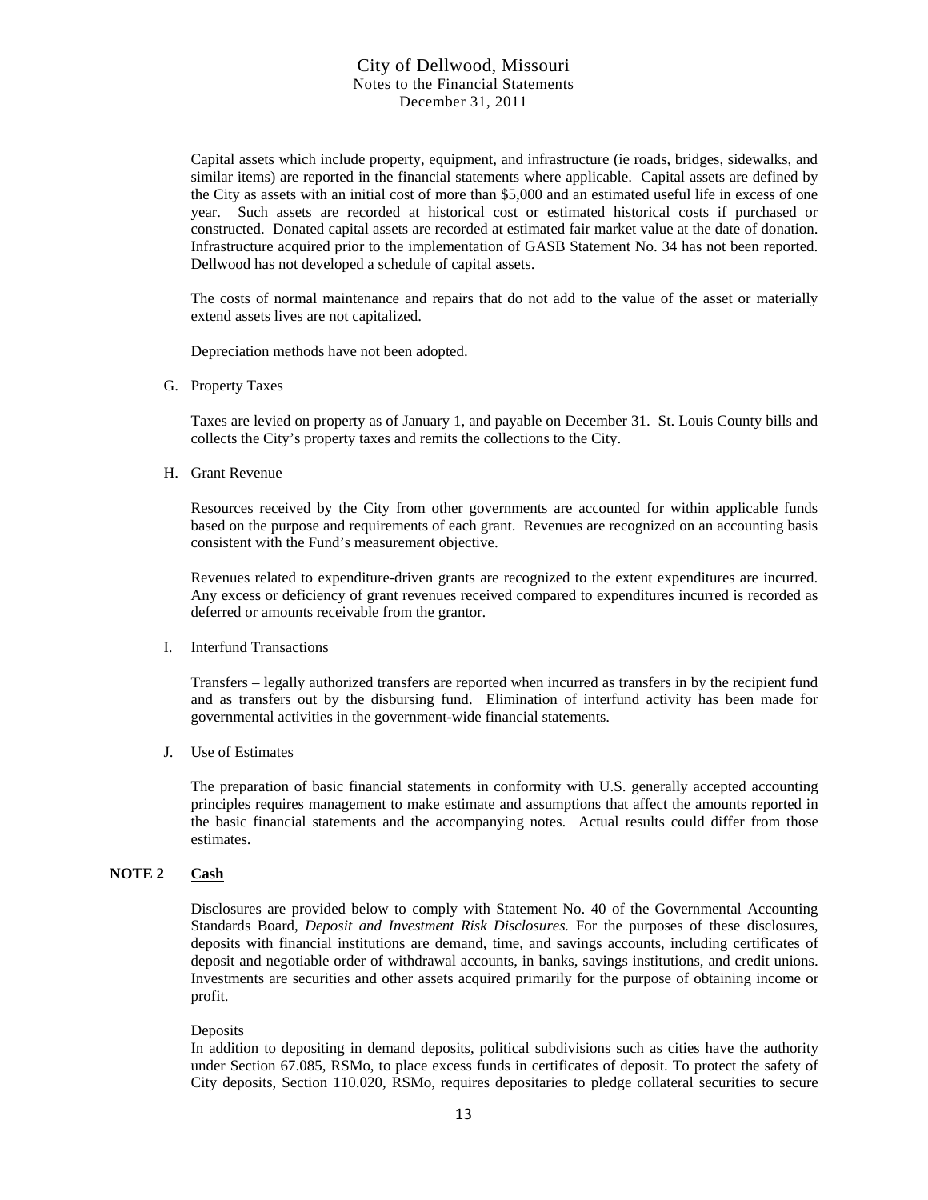Capital assets which include property, equipment, and infrastructure (ie roads, bridges, sidewalks, and similar items) are reported in the financial statements where applicable. Capital assets are defined by the City as assets with an initial cost of more than $5,000 and an estimated useful life in excess of one year. Such assets are recorded at historical cost or estimated historical costs if purchased or constructed. Donated capital assets are recorded at estimated fair market value at the date of donation. Infrastructure acquired prior to the implementation of GASB Statement No. 34 has not been reported. Dellwood has not developed a schedule of capital assets.

The costs of normal maintenance and repairs that do not add to the value of the asset or materially extend assets lives are not capitalized.

Depreciation methods have not been adopted.

G. Property Taxes

Taxes are levied on property as of January 1, and payable on December 31. St. Louis County bills and collects the City's property taxes and remits the collections to the City.

H. Grant Revenue

Resources received by the City from other governments are accounted for within applicable funds based on the purpose and requirements of each grant. Revenues are recognized on an accounting basis consistent with the Fund's measurement objective.

Revenues related to expenditure-driven grants are recognized to the extent expenditures are incurred. Any excess or deficiency of grant revenues received compared to expenditures incurred is recorded as deferred or amounts receivable from the grantor.

I. Interfund Transactions

Transfers – legally authorized transfers are reported when incurred as transfers in by the recipient fund and as transfers out by the disbursing fund. Elimination of interfund activity has been made for governmental activities in the government-wide financial statements.

J. Use of Estimates

The preparation of basic financial statements in conformity with U.S. generally accepted accounting principles requires management to make estimate and assumptions that affect the amounts reported in the basic financial statements and the accompanying notes. Actual results could differ from those estimates.

## NOTE 2 Cash

Disclosures are provided below to comply with Statement No. 40 of the Governmental Accounting Standards Board, *Deposit and Investment Risk Disclosures.* For the purposes of these disclosures, deposits with financial institutions are demand, time, and savings accounts, including certificates of deposit and negotiable order of withdrawal accounts, in banks, savings institutions, and credit unions. Investments are securities and other assets acquired primarily for the purpose of obtaining income or profit.

Deposits

In addition to depositing in demand deposits, political subdivisions such as cities have the authority under Section 67.085, RSMo, to place excess funds in certificates of deposit. To protect the safety of City deposits, Section 110.020, RSMo, requires depositaries to pledge collateral securities to secure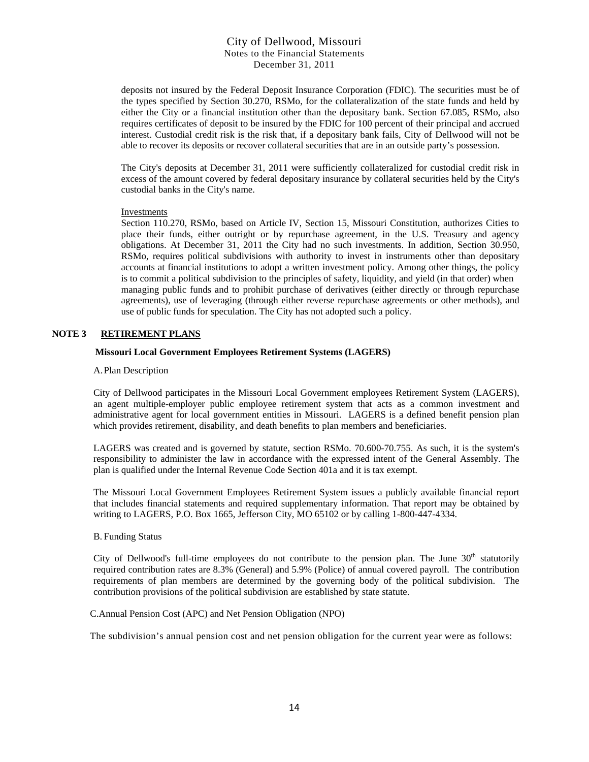deposits not insured by the Federal Deposit Insurance Corporation (FDIC). The securities must be of the types specified by Section 30.270, RSMo, for the collateralization of the state funds and held by either the City or a financial institution other than the depositary bank. Section 67.085, RSMo, also requires certificates of deposit to be insured by the FDIC for 100 percent of their principal and accrued interest. Custodial credit risk is the risk that, if a depositary bank fails, City of Dellwood will not be able to recover its deposits or recover collateral securities that are in an outside party's possession.

The City's deposits at December 31, 2011 were sufficiently collateralized for custodial credit risk in excess of the amount covered by federal depositary insurance by collateral securities held by the City's custodial banks in the City's name.

Investments

Section 110.270, RSMo, based on Article IV, Section 15, Missouri Constitution, authorizes Cities to place their funds, either outright or by repurchase agreement, in the U.S. Treasury and agency obligations. At December 31, 2011 the City had no such investments. In addition, Section 30.950, RSMo, requires political subdivisions with authority to invest in instruments other than depositary accounts at financial institutions to adopt a written investment policy. Among other things, the policy is to commit a political subdivision to the principles of safety, liquidity, and yield (in that order) when managing public funds and to prohibit purchase of derivatives (either directly or through repurchase agreements), use of leveraging (through either reverse repurchase agreements or other methods), and use of public funds for speculation. The City has not adopted such a policy.

## NOTE 3 RETIREMENT PLANS

**Missouri Local Government Employees Retirement Systems (LAGERS)**

A. Plan Description

City of Dellwood participates in the Missouri Local Government employees Retirement System (LAGERS), an agent multiple-employer public employee retirement system that acts as a common investment and administrative agent for local government entities in Missouri. LAGERS is a defined benefit pension plan which provides retirement, disability, and death benefits to plan members and beneficiaries.

LAGERS was created and is governed by statute, section RSMo. 70.600-70.755. As such, it is the system's responsibility to administer the law in accordance with the expressed intent of the General Assembly. The plan is qualified under the Internal Revenue Code Section 401a and it is tax exempt.

The Missouri Local Government Employees Retirement System issues a publicly available financial report that includes financial statements and required supplementary information. That report may be obtained by writing to LAGERS, P.O. Box 1665, Jefferson City, MO 65102 or by calling 1-800-447-4334.

B. Funding Status

City of Dellwood's full-time employees do not contribute to the pension plan. The June 30th statutorily required contribution rates are 8.3% (General) and 5.9% (Police) of annual covered payroll. The contribution requirements of plan members are determined by the governing body of the political subdivision. The contribution provisions of the political subdivision are established by state statute.

C. Annual Pension Cost (APC) and Net Pension Obligation (NPO)

The subdivision's annual pension cost and net pension obligation for the current year were as follows: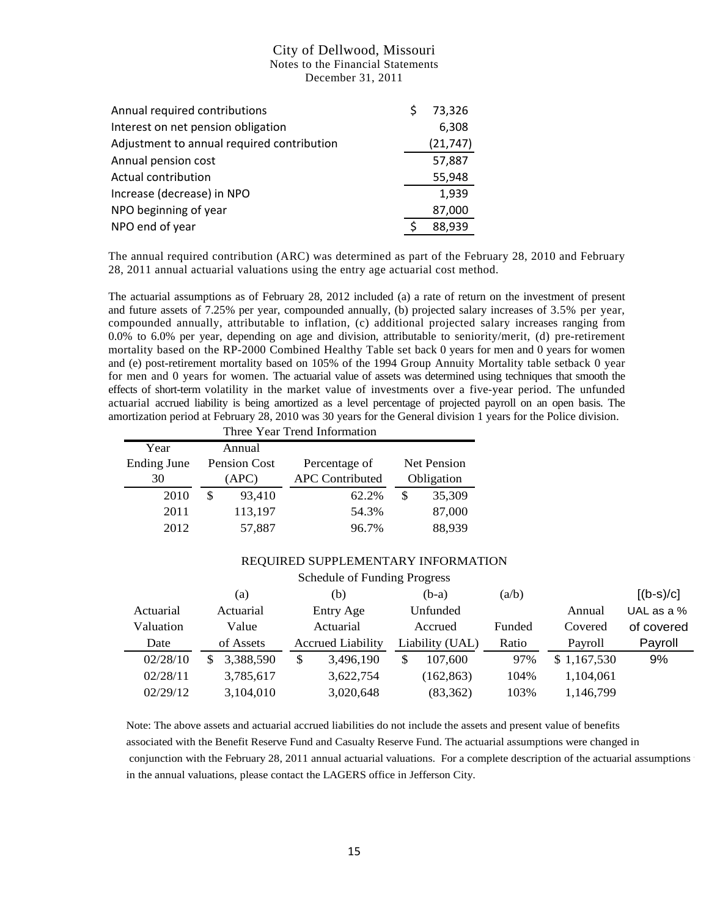| | |
|---|---|
| Annual required contributions | $ 73,326 |
| Interest on net pension obligation | 6,308 |
| Adjustment to annual required contribution | (21,747) |
| Annual pension cost | 57,887 |
| Actual contribution | 55,948 |
| Increase (decrease) in NPO | 1,939 |
| NPO beginning of year | 87,000 |
| NPO end of year | $ 88,939 |

The annual required contribution (ARC) was determined as part of the February 28, 2010 and February 28, 2011 annual actuarial valuations using the entry age actuarial cost method.

The actuarial assumptions as of February 28, 2012 included (a) a rate of return on the investment of present and future assets of 7.25% per year, compounded annually, (b) projected salary increases of 3.5% per year, compounded annually, attributable to inflation, (c) additional projected salary increases ranging from 0.0% to 6.0% per year, depending on age and division, attributable to seniority/merit, (d) pre-retirement mortality based on the RP-2000 Combined Healthy Table set back 0 years for men and 0 years for women and (e) post-retirement mortality based on 105% of the 1994 Group Annuity Mortality table setback 0 year for men and 0 years for women. The actuarial value of assets was determined using techniques that smooth the effects of short-term volatility in the market value of investments over a five-year period. The unfunded actuarial accrued liability is being amortized as a level percentage of projected payroll on an open basis. The amortization period at February 28, 2010 was 30 years for the General division 1 years for the Police division.

Three Year Trend Information

| Year Ending June 30 | Annual Pension Cost (APC) | Percentage of APC Contributed | Net Pension Obligation |
|---|---|---|---|
| 2010 | $ 93,410 | 62.2% | $ 35,309 |
| 2011 | 113,197 | 54.3% | 87,000 |
| 2012 | 57,887 | 96.7% | 88,939 |

REQUIRED SUPPLEMENTARY INFORMATION

Schedule of Funding Progress

| Actuarial Valuation Date | (a) Actuarial Value of Assets | (b) Entry Age Actuarial Accrued Liability | (b-a) Unfunded Accrued Liability (UAL) | (a/b) Funded Ratio | Annual Covered Payroll | [(b-s)/c] UAL as a % of covered Payroll |
|---|---|---|---|---|---|---|
| 02/28/10 | $ 3,388,590 | $ 3,496,190 | $ 107,600 | 97% | $ 1,167,530 | 9% |
| 02/28/11 | 3,785,617 | 3,622,754 | (162,863) | 104% | 1,104,061 | |
| 02/29/12 | 3,104,010 | 3,020,648 | (83,362) | 103% | 1,146,799 | |

Note: The above assets and actuarial accrued liabilities do not include the assets and present value of benefits associated with the Benefit Reserve Fund and Casualty Reserve Fund. The actuarial assumptions were changed in conjunction with the February 28, 2011 annual actuarial valuations. For a complete description of the actuarial assumptions in the annual valuations, please contact the LAGERS office in Jefferson City.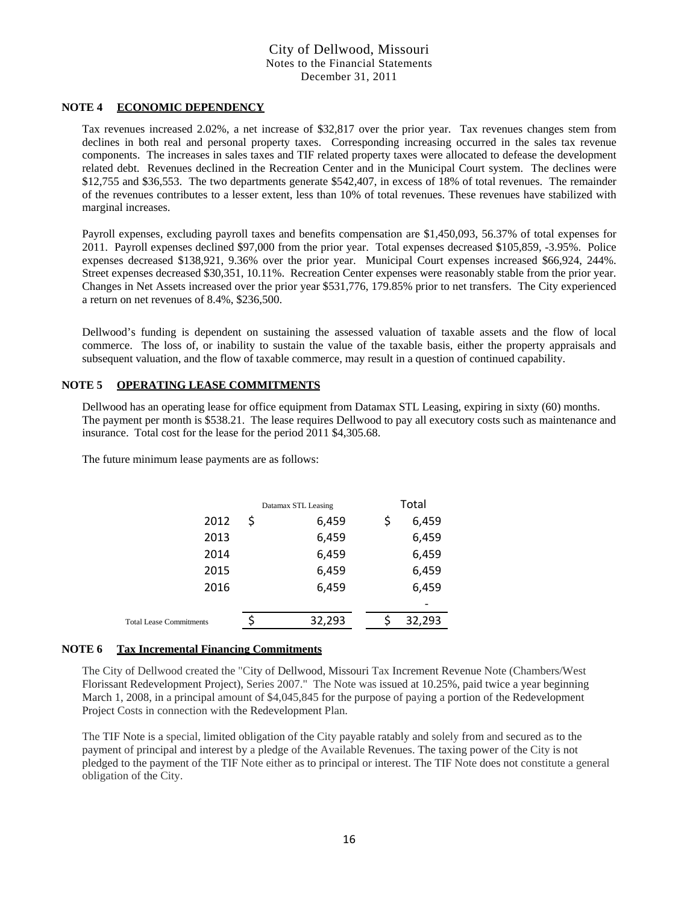## NOTE 4 ECONOMIC DEPENDENCY

Tax revenues increased 2.02%, a net increase of $32,817 over the prior year. Tax revenues changes stem from declines in both real and personal property taxes. Corresponding increasing occurred in the sales tax revenue components. The increases in sales taxes and TIF related property taxes were allocated to defease the development related debt. Revenues declined in the Recreation Center and in the Municipal Court system. The declines were $12,755 and $36,553. The two departments generate $542,407, in excess of 18% of total revenues. The remainder of the revenues contributes to a lesser extent, less than 10% of total revenues. These revenues have stabilized with marginal increases.

Payroll expenses, excluding payroll taxes and benefits compensation are $1,450,093, 56.37% of total expenses for 2011. Payroll expenses declined $97,000 from the prior year. Total expenses decreased $105,859, -3.95%. Police expenses decreased $138,921, 9.36% over the prior year. Municipal Court expenses increased $66,924, 244%. Street expenses decreased $30,351, 10.11%. Recreation Center expenses were reasonably stable from the prior year. Changes in Net Assets increased over the prior year $531,776, 179.85% prior to net transfers. The City experienced a return on net revenues of 8.4%, $236,500.

Dellwood's funding is dependent on sustaining the assessed valuation of taxable assets and the flow of local commerce. The loss of, or inability to sustain the value of the taxable basis, either the property appraisals and subsequent valuation, and the flow of taxable commerce, may result in a question of continued capability.

## NOTE 5 OPERATING LEASE COMMITMENTS

Dellwood has an operating lease for office equipment from Datamax STL Leasing, expiring in sixty (60) months. The payment per month is $538.21. The lease requires Dellwood to pay all executory costs such as maintenance and insurance. Total cost for the lease for the period 2011 $4,305.68.

The future minimum lease payments are as follows:

| | Datamax STL Leasing | Total |
|---|---|---|
| 2012 | $ 6,459 | $ 6,459 |
| 2013 | 6,459 | 6,459 |
| 2014 | 6,459 | 6,459 |
| 2015 | 6,459 | 6,459 |
| 2016 | 6,459 | 6,459 |
| | | - |
| Total Lease Commitments | $ 32,293 | $ 32,293 |

## NOTE 6 Tax Incremental Financing Commitments

The City of Dellwood created the "City of Dellwood, Missouri Tax Increment Revenue Note (Chambers/West Florissant Redevelopment Project), Series 2007." The Note was issued at 10.25%, paid twice a year beginning March 1, 2008, in a principal amount of $4,045,845 for the purpose of paying a portion of the Redevelopment Project Costs in connection with the Redevelopment Plan.

The TIF Note is a special, limited obligation of the City payable ratably and solely from and secured as to the payment of principal and interest by a pledge of the Available Revenues. The taxing power of the City is not pledged to the payment of the TIF Note either as to principal or interest. The TIF Note does not constitute a general obligation of the City.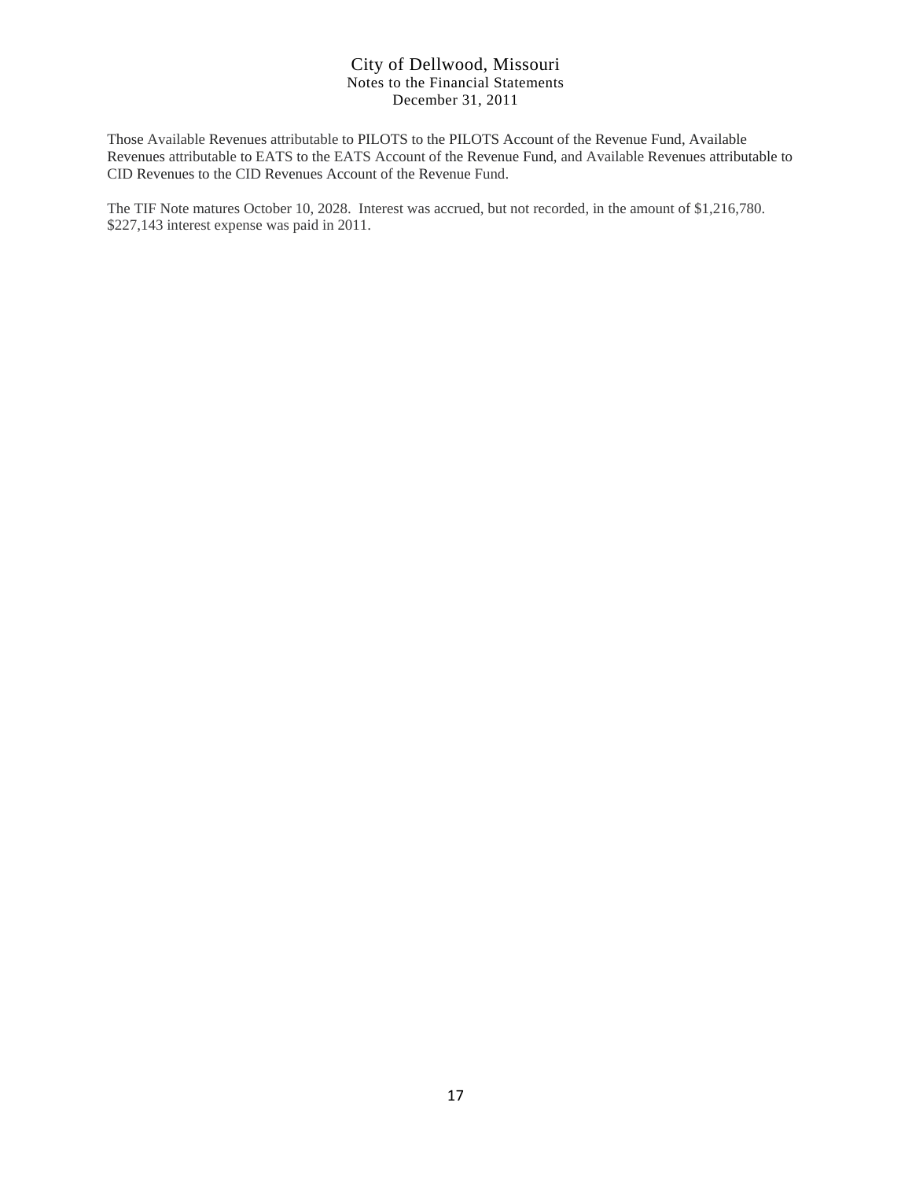Those Available Revenues attributable to PILOTS to the PILOTS Account of the Revenue Fund, Available Revenues attributable to EATS to the EATS Account of the Revenue Fund, and Available Revenues attributable to CID Revenues to the CID Revenues Account of the Revenue Fund.

The TIF Note matures October 10, 2028. Interest was accrued, but not recorded, in the amount of $1,216,780. $227,143 interest expense was paid in 2011.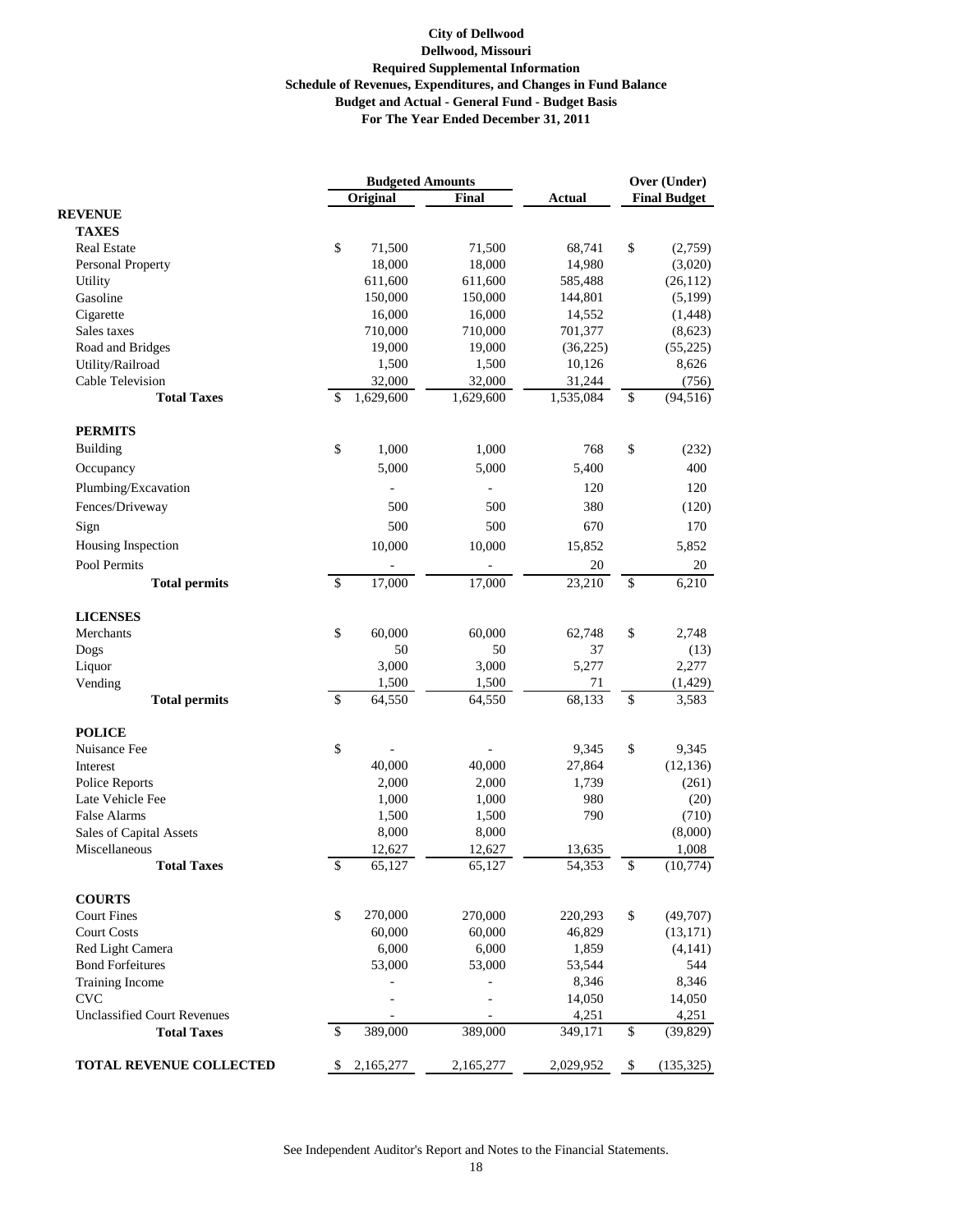**City of Dellwood**
**Dellwood, Missouri**
**Required Supplemental Information**
**Schedule of Revenues, Expenditures, and Changes in Fund Balance**
**Budget and Actual - General Fund - Budget Basis**
**For The Year Ended December 31, 2011**

| | Budgeted Amounts | | | Over (Under) |
|---|---|---|---|---|
| | Original | Final | Actual | Final Budget |
| **REVENUE** | | | | |
| **TAXES** | | | | |
| Real Estate | $ 71,500 | 71,500 | 68,741 | $ (2,759) |
| Personal Property | 18,000 | 18,000 | 14,980 | (3,020) |
| Utility | 611,600 | 611,600 | 585,488 | (26,112) |
| Gasoline | 150,000 | 150,000 | 144,801 | (5,199) |
| Cigarette | 16,000 | 16,000 | 14,552 | (1,448) |
| Sales taxes | 710,000 | 710,000 | 701,377 | (8,623) |
| Road and Bridges | 19,000 | 19,000 | (36,225) | (55,225) |
| Utility/Railroad | 1,500 | 1,500 | 10,126 | 8,626 |
| Cable Television | 32,000 | 32,000 | 31,244 | (756) |
| **Total Taxes** | $ 1,629,600 | 1,629,600 | 1,535,084 | $ (94,516) |
| **PERMITS** | | | | |
| Building | $ 1,000 | 1,000 | 768 | $ (232) |
| Occupancy | 5,000 | 5,000 | 5,400 | 400 |
| Plumbing/Excavation | - | - | 120 | 120 |
| Fences/Driveway | 500 | 500 | 380 | (120) |
| Sign | 500 | 500 | 670 | 170 |
| Housing Inspection | 10,000 | 10,000 | 15,852 | 5,852 |
| Pool Permits | - | - | 20 | 20 |
| **Total permits** | $ 17,000 | 17,000 | 23,210 | $ 6,210 |
| **LICENSES** | | | | |
| Merchants | $ 60,000 | 60,000 | 62,748 | $ 2,748 |
| Dogs | 50 | 50 | 37 | (13) |
| Liquor | 3,000 | 3,000 | 5,277 | 2,277 |
| Vending | 1,500 | 1,500 | 71 | (1,429) |
| **Total permits** | $ 64,550 | 64,550 | 68,133 | $ 3,583 |
| **POLICE** | | | | |
| Nuisance Fee | $ - | - | 9,345 | $ 9,345 |
| Interest | 40,000 | 40,000 | 27,864 | (12,136) |
| Police Reports | 2,000 | 2,000 | 1,739 | (261) |
| Late Vehicle Fee | 1,000 | 1,000 | 980 | (20) |
| False Alarms | 1,500 | 1,500 | 790 | (710) |
| Sales of Capital Assets | 8,000 | 8,000 | | (8,000) |
| Miscellaneous | 12,627 | 12,627 | 13,635 | 1,008 |
| **Total Taxes** | $ 65,127 | 65,127 | 54,353 | $ (10,774) |
| **COURTS** | | | | |
| Court Fines | $ 270,000 | 270,000 | 220,293 | $ (49,707) |
| Court Costs | 60,000 | 60,000 | 46,829 | (13,171) |
| Red Light Camera | 6,000 | 6,000 | 1,859 | (4,141) |
| Bond Forfeitures | 53,000 | 53,000 | 53,544 | 544 |
| Training Income | - | - | 8,346 | 8,346 |
| CVC | - | - | 14,050 | 14,050 |
| Unclassified Court Revenues | - | - | 4,251 | 4,251 |
| **Total Taxes** | $ 389,000 | 389,000 | 349,171 | $ (39,829) |
| **TOTAL REVENUE COLLECTED** | $ 2,165,277 | 2,165,277 | 2,029,952 | $ (135,325) |

See Independent Auditor's Report and Notes to the Financial Statements.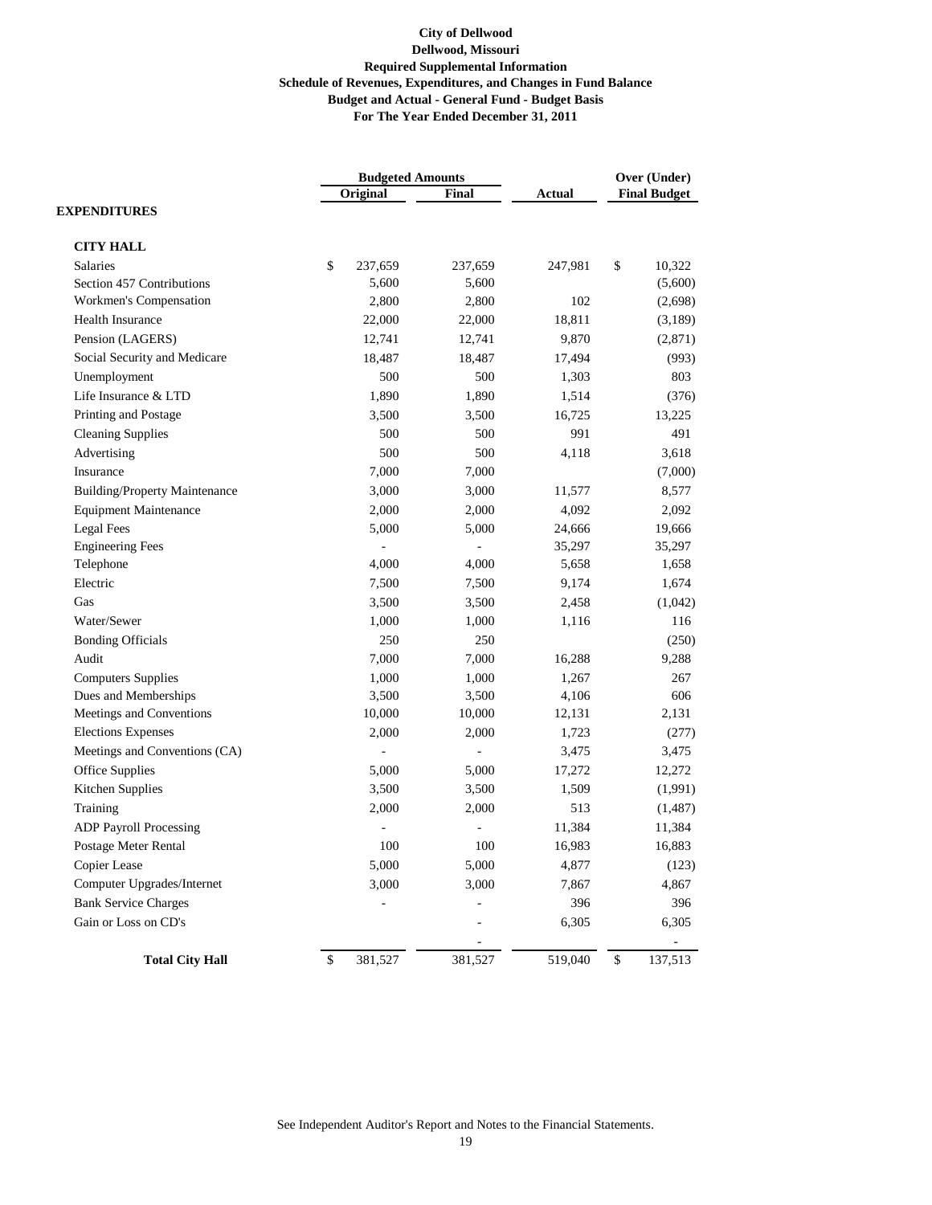**City of Dellwood**
**Dellwood, Missouri**
**Required Supplemental Information**
**Schedule of Revenues, Expenditures, and Changes in Fund Balance**
**Budget and Actual - General Fund - Budget Basis**
**For The Year Ended December 31, 2011**

| | Budgeted Amounts | | | Over (Under) |
|---|---|---|---|---|
| | Original | Final | Actual | Final Budget |
| **EXPENDITURES** | | | | |
| **CITY HALL** | | | | |
| Salaries | $ 237,659 | 237,659 | 247,981 | $ 10,322 |
| Section 457 Contributions | 5,600 | 5,600 | | (5,600) |
| Workmen's Compensation | 2,800 | 2,800 | 102 | (2,698) |
| Health Insurance | 22,000 | 22,000 | 18,811 | (3,189) |
| Pension (LAGERS) | 12,741 | 12,741 | 9,870 | (2,871) |
| Social Security and Medicare | 18,487 | 18,487 | 17,494 | (993) |
| Unemployment | 500 | 500 | 1,303 | 803 |
| Life Insurance & LTD | 1,890 | 1,890 | 1,514 | (376) |
| Printing and Postage | 3,500 | 3,500 | 16,725 | 13,225 |
| Cleaning Supplies | 500 | 500 | 991 | 491 |
| Advertising | 500 | 500 | 4,118 | 3,618 |
| Insurance | 7,000 | 7,000 | | (7,000) |
| Building/Property Maintenance | 3,000 | 3,000 | 11,577 | 8,577 |
| Equipment Maintenance | 2,000 | 2,000 | 4,092 | 2,092 |
| Legal Fees | 5,000 | 5,000 | 24,666 | 19,666 |
| Engineering Fees | - | - | 35,297 | 35,297 |
| Telephone | 4,000 | 4,000 | 5,658 | 1,658 |
| Electric | 7,500 | 7,500 | 9,174 | 1,674 |
| Gas | 3,500 | 3,500 | 2,458 | (1,042) |
| Water/Sewer | 1,000 | 1,000 | 1,116 | 116 |
| Bonding Officials | 250 | 250 | | (250) |
| Audit | 7,000 | 7,000 | 16,288 | 9,288 |
| Computers Supplies | 1,000 | 1,000 | 1,267 | 267 |
| Dues and Memberships | 3,500 | 3,500 | 4,106 | 606 |
| Meetings and Conventions | 10,000 | 10,000 | 12,131 | 2,131 |
| Elections Expenses | 2,000 | 2,000 | 1,723 | (277) |
| Meetings and Conventions (CA) | - | - | 3,475 | 3,475 |
| Office Supplies | 5,000 | 5,000 | 17,272 | 12,272 |
| Kitchen Supplies | 3,500 | 3,500 | 1,509 | (1,991) |
| Training | 2,000 | 2,000 | 513 | (1,487) |
| ADP Payroll Processing | - | - | 11,384 | 11,384 |
| Postage Meter Rental | 100 | 100 | 16,983 | 16,883 |
| Copier Lease | 5,000 | 5,000 | 4,877 | (123) |
| Computer Upgrades/Internet | 3,000 | 3,000 | 7,867 | 4,867 |
| Bank Service Charges | - | - | 396 | 396 |
| Gain or Loss on CD's | | - | 6,305 | 6,305 |
| | | - | | - |
| **Total City Hall** | $ 381,527 | 381,527 | 519,040 | $ 137,513 |

See Independent Auditor's Report and Notes to the Financial Statements.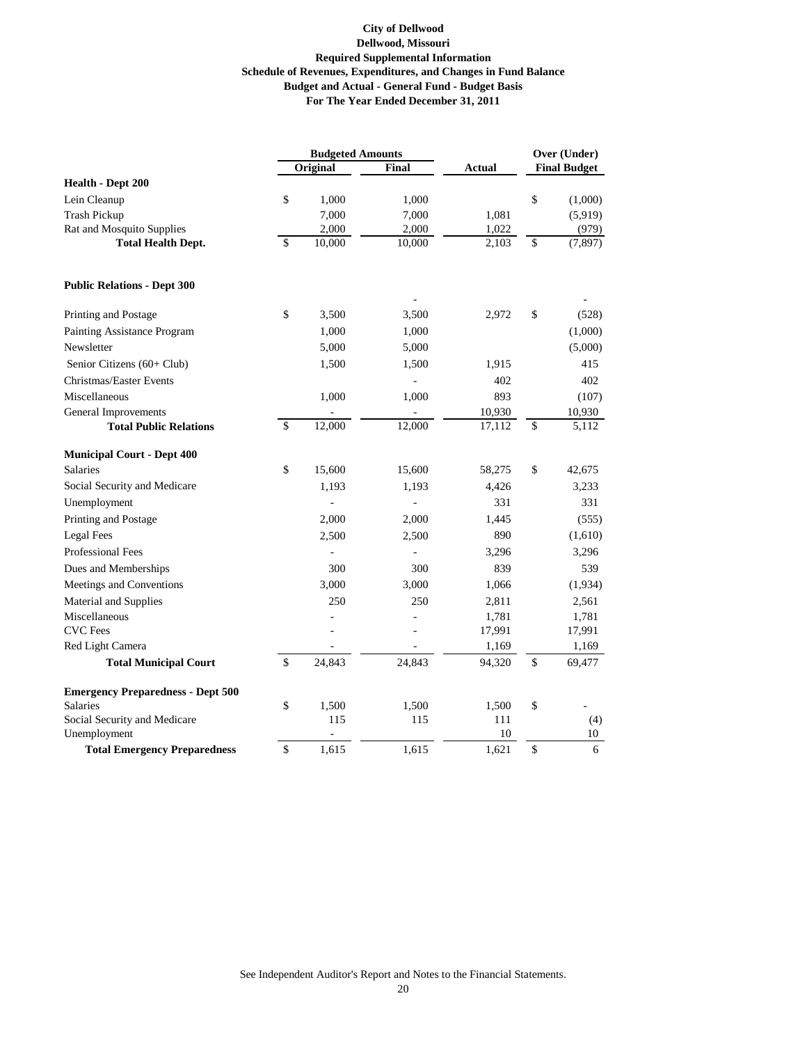**City of Dellwood**
**Dellwood, Missouri**
**Required Supplemental Information**
**Schedule of Revenues, Expenditures, and Changes in Fund Balance**
**Budget and Actual - General Fund - Budget Basis**
**For The Year Ended December 31, 2011**

| | Budgeted Amounts | | | Over (Under) |
|---|---|---|---|---|
| | Original | Final | Actual | Final Budget |
| **Health - Dept 200** | | | | |
| Lein Cleanup | $ 1,000 | 1,000 | | $ (1,000) |
| Trash Pickup | 7,000 | 7,000 | 1,081 | (5,919) |
| Rat and Mosquito Supplies | 2,000 | 2,000 | 1,022 | (979) |
| **Total Health Dept.** | $ 10,000 | 10,000 | 2,103 | $ (7,897) |
| | | | | |
| **Public Relations - Dept 300** | | | | |
| | | - | | - |
| Printing and Postage | $ 3,500 | 3,500 | 2,972 | $ (528) |
| Painting Assistance Program | 1,000 | 1,000 | | (1,000) |
| Newsletter | 5,000 | 5,000 | | (5,000) |
| Senior Citizens (60+ Club) | 1,500 | 1,500 | 1,915 | 415 |
| Christmas/Easter Events | | - | 402 | 402 |
| Miscellaneous | 1,000 | 1,000 | 893 | (107) |
| General Improvements | - | - | 10,930 | 10,930 |
| **Total Public Relations** | $ 12,000 | 12,000 | 17,112 | $ 5,112 |
| | | | | |
| **Municipal Court - Dept 400** | | | | |
| Salaries | $ 15,600 | 15,600 | 58,275 | $ 42,675 |
| Social Security and Medicare | 1,193 | 1,193 | 4,426 | 3,233 |
| Unemployment | - | - | 331 | 331 |
| Printing and Postage | 2,000 | 2,000 | 1,445 | (555) |
| Legal Fees | 2,500 | 2,500 | 890 | (1,610) |
| Professional Fees | - | - | 3,296 | 3,296 |
| Dues and Memberships | 300 | 300 | 839 | 539 |
| Meetings and Conventions | 3,000 | 3,000 | 1,066 | (1,934) |
| Material and Supplies | 250 | 250 | 2,811 | 2,561 |
| Miscellaneous | - | - | 1,781 | 1,781 |
| CVC Fees | - | - | 17,991 | 17,991 |
| Red Light Camera | - | - | 1,169 | 1,169 |
| **Total Municipal Court** | $ 24,843 | 24,843 | 94,320 | $ 69,477 |
| | | | | |
| **Emergency Preparedness - Dept 500** | | | | |
| Salaries | $ 1,500 | 1,500 | 1,500 | $ - |
| Social Security and Medicare | 115 | 115 | 111 | (4) |
| Unemployment | - | | 10 | 10 |
| **Total Emergency Preparedness** | $ 1,615 | 1,615 | 1,621 | $ 6 |

See Independent Auditor's Report and Notes to the Financial Statements.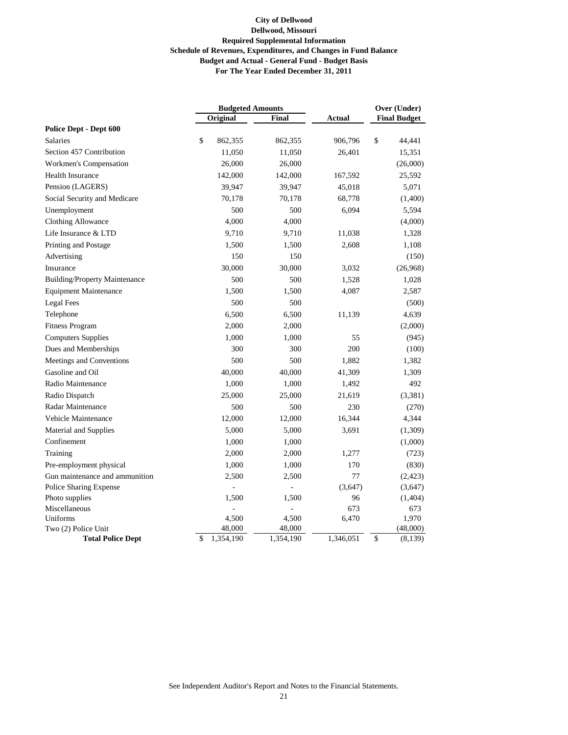**City of Dellwood**
**Dellwood, Missouri**
**Required Supplemental Information**
**Schedule of Revenues, Expenditures, and Changes in Fund Balance**
**Budget and Actual - General Fund - Budget Basis**
**For The Year Ended December 31, 2011**

| | Budgeted Amounts | | | Over (Under) |
|---|---|---|---|---|
| | Original | Final | Actual | Final Budget |
| **Police Dept - Dept 600** | | | | |
| Salaries | $ 862,355 | 862,355 | 906,796 | $ 44,441 |
| Section 457 Contribution | 11,050 | 11,050 | 26,401 | 15,351 |
| Workmen's Compensation | 26,000 | 26,000 | | (26,000) |
| Health Insurance | 142,000 | 142,000 | 167,592 | 25,592 |
| Pension (LAGERS) | 39,947 | 39,947 | 45,018 | 5,071 |
| Social Security and Medicare | 70,178 | 70,178 | 68,778 | (1,400) |
| Unemployment | 500 | 500 | 6,094 | 5,594 |
| Clothing Allowance | 4,000 | 4,000 | | (4,000) |
| Life Insurance & LTD | 9,710 | 9,710 | 11,038 | 1,328 |
| Printing and Postage | 1,500 | 1,500 | 2,608 | 1,108 |
| Advertising | 150 | 150 | | (150) |
| Insurance | 30,000 | 30,000 | 3,032 | (26,968) |
| Building/Property Maintenance | 500 | 500 | 1,528 | 1,028 |
| Equipment Maintenance | 1,500 | 1,500 | 4,087 | 2,587 |
| Legal Fees | 500 | 500 | | (500) |
| Telephone | 6,500 | 6,500 | 11,139 | 4,639 |
| Fitness Program | 2,000 | 2,000 | | (2,000) |
| Computers Supplies | 1,000 | 1,000 | 55 | (945) |
| Dues and Memberships | 300 | 300 | 200 | (100) |
| Meetings and Conventions | 500 | 500 | 1,882 | 1,382 |
| Gasoline and Oil | 40,000 | 40,000 | 41,309 | 1,309 |
| Radio Maintenance | 1,000 | 1,000 | 1,492 | 492 |
| Radio Dispatch | 25,000 | 25,000 | 21,619 | (3,381) |
| Radar Maintenance | 500 | 500 | 230 | (270) |
| Vehicle Maintenance | 12,000 | 12,000 | 16,344 | 4,344 |
| Material and Supplies | 5,000 | 5,000 | 3,691 | (1,309) |
| Confinement | 1,000 | 1,000 | | (1,000) |
| Training | 2,000 | 2,000 | 1,277 | (723) |
| Pre-employment physical | 1,000 | 1,000 | 170 | (830) |
| Gun maintenance and ammunition | 2,500 | 2,500 | 77 | (2,423) |
| Police Sharing Expense | - | - | (3,647) | (3,647) |
| Photo supplies | 1,500 | 1,500 | 96 | (1,404) |
| Miscellaneous | - | - | 673 | 673 |
| Uniforms | 4,500 | 4,500 | 6,470 | 1,970 |
| Two (2) Police Unit | 48,000 | 48,000 | | (48,000) |
| **Total Police Dept** | $ 1,354,190 | 1,354,190 | 1,346,051 | $ (8,139) |

See Independent Auditor's Report and Notes to the Financial Statements.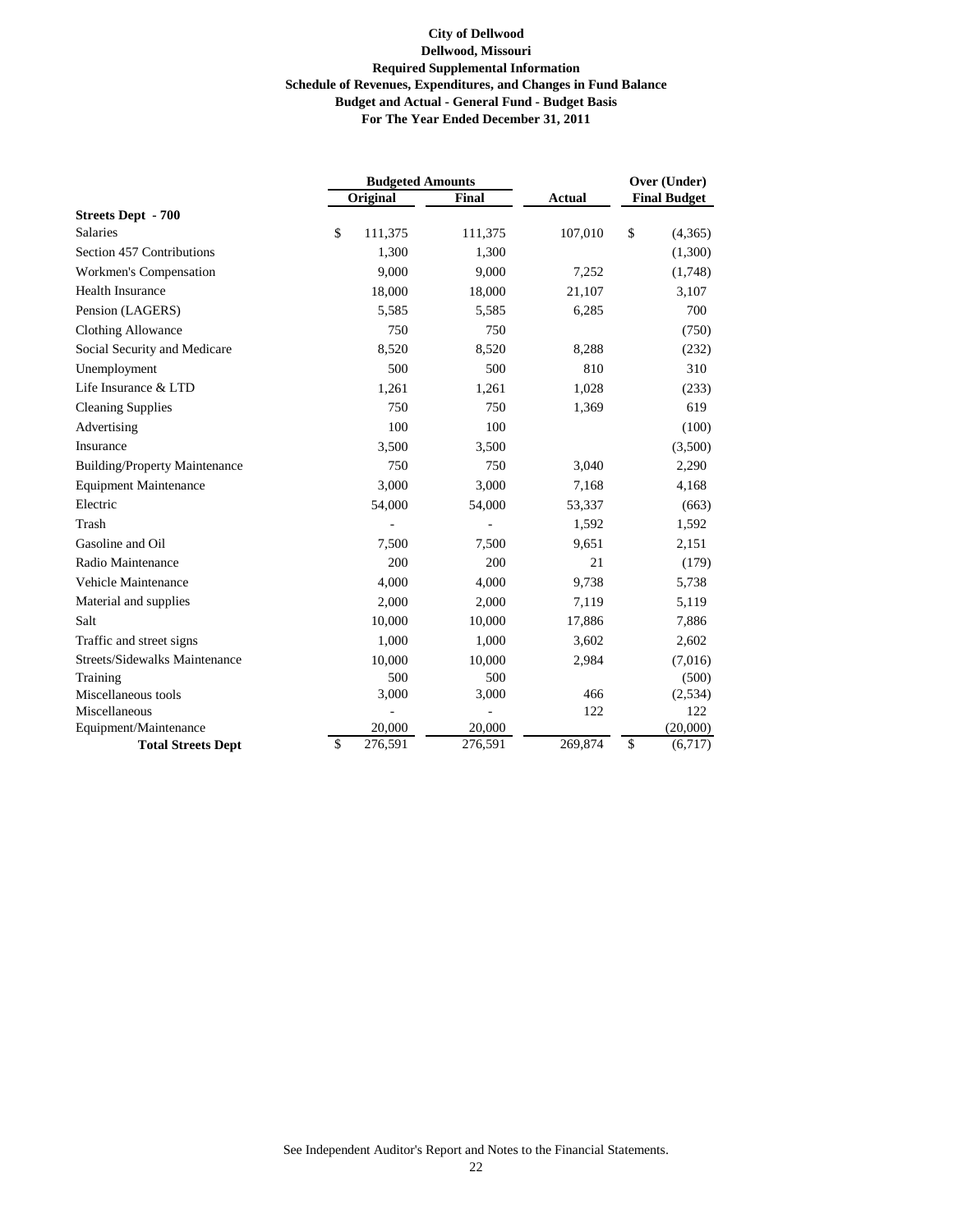**City of Dellwood**
**Dellwood, Missouri**
**Required Supplemental Information**
**Schedule of Revenues, Expenditures, and Changes in Fund Balance**
**Budget and Actual - General Fund - Budget Basis**
**For The Year Ended December 31, 2011**

| | Budgeted Amounts | | | Over (Under) |
|---|---|---|---|---|
| | Original | Final | Actual | Final Budget |
| **Streets Dept - 700** | | | | |
| Salaries | $ 111,375 | 111,375 | 107,010 | $ (4,365) |
| Section 457 Contributions | 1,300 | 1,300 | | (1,300) |
| Workmen's Compensation | 9,000 | 9,000 | 7,252 | (1,748) |
| Health Insurance | 18,000 | 18,000 | 21,107 | 3,107 |
| Pension (LAGERS) | 5,585 | 5,585 | 6,285 | 700 |
| Clothing Allowance | 750 | 750 | | (750) |
| Social Security and Medicare | 8,520 | 8,520 | 8,288 | (232) |
| Unemployment | 500 | 500 | 810 | 310 |
| Life Insurance & LTD | 1,261 | 1,261 | 1,028 | (233) |
| Cleaning Supplies | 750 | 750 | 1,369 | 619 |
| Advertising | 100 | 100 | | (100) |
| Insurance | 3,500 | 3,500 | | (3,500) |
| Building/Property Maintenance | 750 | 750 | 3,040 | 2,290 |
| Equipment Maintenance | 3,000 | 3,000 | 7,168 | 4,168 |
| Electric | 54,000 | 54,000 | 53,337 | (663) |
| Trash | - | - | 1,592 | 1,592 |
| Gasoline and Oil | 7,500 | 7,500 | 9,651 | 2,151 |
| Radio Maintenance | 200 | 200 | 21 | (179) |
| Vehicle Maintenance | 4,000 | 4,000 | 9,738 | 5,738 |
| Material and supplies | 2,000 | 2,000 | 7,119 | 5,119 |
| Salt | 10,000 | 10,000 | 17,886 | 7,886 |
| Traffic and street signs | 1,000 | 1,000 | 3,602 | 2,602 |
| Streets/Sidewalks Maintenance | 10,000 | 10,000 | 2,984 | (7,016) |
| Training | 500 | 500 | | (500) |
| Miscellaneous tools | 3,000 | 3,000 | 466 | (2,534) |
| Miscellaneous | - | - | 122 | 122 |
| Equipment/Maintenance | 20,000 | 20,000 | | (20,000) |
| **Total Streets Dept** | $ 276,591 | 276,591 | 269,874 | $ (6,717) |

See Independent Auditor's Report and Notes to the Financial Statements.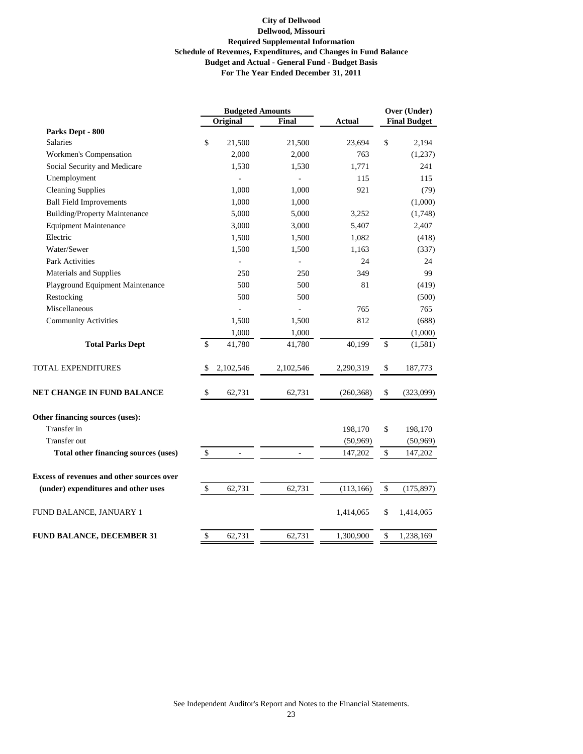**City of Dellwood**
**Dellwood, Missouri**
**Required Supplemental Information**
**Schedule of Revenues, Expenditures, and Changes in Fund Balance**
**Budget and Actual - General Fund - Budget Basis**
**For The Year Ended December 31, 2011**

| | Budgeted Amounts | | | Over (Under) |
|---|---|---|---|---|
| | Original | Final | Actual | Final Budget |
| **Parks Dept - 800** | | | | |
| Salaries | $ 21,500 | 21,500 | 23,694 | $ 2,194 |
| Workmen's Compensation | 2,000 | 2,000 | 763 | (1,237) |
| Social Security and Medicare | 1,530 | 1,530 | 1,771 | 241 |
| Unemployment | - | - | 115 | 115 |
| Cleaning Supplies | 1,000 | 1,000 | 921 | (79) |
| Ball Field Improvements | 1,000 | 1,000 | | (1,000) |
| Building/Property Maintenance | 5,000 | 5,000 | 3,252 | (1,748) |
| Equipment Maintenance | 3,000 | 3,000 | 5,407 | 2,407 |
| Electric | 1,500 | 1,500 | 1,082 | (418) |
| Water/Sewer | 1,500 | 1,500 | 1,163 | (337) |
| Park Activities | - | - | 24 | 24 |
| Materials and Supplies | 250 | 250 | 349 | 99 |
| Playground Equipment Maintenance | 500 | 500 | 81 | (419) |
| Restocking | 500 | 500 | | (500) |
| Miscellaneous | - | - | 765 | 765 |
| Community Activities | 1,500 | 1,500 | 812 | (688) |
| | 1,000 | 1,000 | | (1,000) |
| **Total Parks Dept** | $ 41,780 | 41,780 | 40,199 | $ (1,581) |
| TOTAL EXPENDITURES | $ 2,102,546 | 2,102,546 | 2,290,319 | $ 187,773 |
| **NET CHANGE IN FUND BALANCE** | $ 62,731 | 62,731 | (260,368) | $ (323,099) |
| **Other financing sources (uses):** | | | | |
| Transfer in | | | 198,170 | $ 198,170 |
| Transfer out | | | (50,969) | (50,969) |
| **Total other financing sources (uses)** | $ - | - | 147,202 | $ 147,202 |
| **Excess of revenues and other sources over (under) expenditures and other uses** | $ 62,731 | 62,731 | (113,166) | $ (175,897) |
| FUND BALANCE, JANUARY 1 | | | 1,414,065 | $ 1,414,065 |
| **FUND BALANCE, DECEMBER 31** | $ 62,731 | 62,731 | 1,300,900 | $ 1,238,169 |

See Independent Auditor's Report and Notes to the Financial Statements.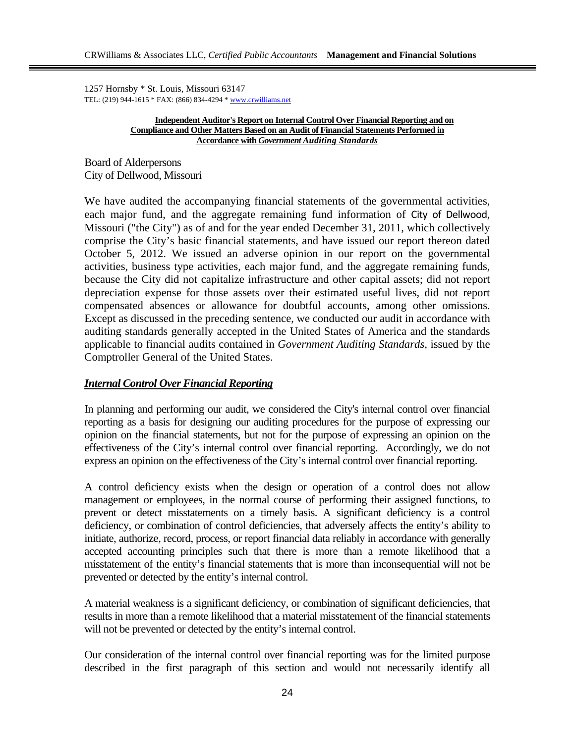CRWilliams & Associates LLC, *Certified Public Accountants* **Management and Financial Solutions**

1257 Hornsby * St. Louis, Missouri 63147
TEL: (219) 944-1615 * FAX: (866) 834-4294 * www.crwilliams.net

**Independent Auditor's Report on Internal Control Over Financial Reporting and on Compliance and Other Matters Based on an Audit of Financial Statements Performed in Accordance with *Government Auditing Standards***

Board of Alderpersons
City of Dellwood, Missouri

We have audited the accompanying financial statements of the governmental activities, each major fund, and the aggregate remaining fund information of City of Dellwood, Missouri ("the City") as of and for the year ended December 31, 2011, which collectively comprise the City's basic financial statements, and have issued our report thereon dated October 5, 2012. We issued an adverse opinion in our report on the governmental activities, business type activities, each major fund, and the aggregate remaining funds, because the City did not capitalize infrastructure and other capital assets; did not report depreciation expense for those assets over their estimated useful lives, did not report compensated absences or allowance for doubtful accounts, among other omissions. Except as discussed in the preceding sentence, we conducted our audit in accordance with auditing standards generally accepted in the United States of America and the standards applicable to financial audits contained in *Government Auditing Standards*, issued by the Comptroller General of the United States.

***Internal Control Over Financial Reporting***

In planning and performing our audit, we considered the City's internal control over financial reporting as a basis for designing our auditing procedures for the purpose of expressing our opinion on the financial statements, but not for the purpose of expressing an opinion on the effectiveness of the City's internal control over financial reporting. Accordingly, we do not express an opinion on the effectiveness of the City's internal control over financial reporting.

A control deficiency exists when the design or operation of a control does not allow management or employees, in the normal course of performing their assigned functions, to prevent or detect misstatements on a timely basis. A significant deficiency is a control deficiency, or combination of control deficiencies, that adversely affects the entity's ability to initiate, authorize, record, process, or report financial data reliably in accordance with generally accepted accounting principles such that there is more than a remote likelihood that a misstatement of the entity's financial statements that is more than inconsequential will not be prevented or detected by the entity's internal control.

A material weakness is a significant deficiency, or combination of significant deficiencies, that results in more than a remote likelihood that a material misstatement of the financial statements will not be prevented or detected by the entity's internal control.

Our consideration of the internal control over financial reporting was for the limited purpose described in the first paragraph of this section and would not necessarily identify all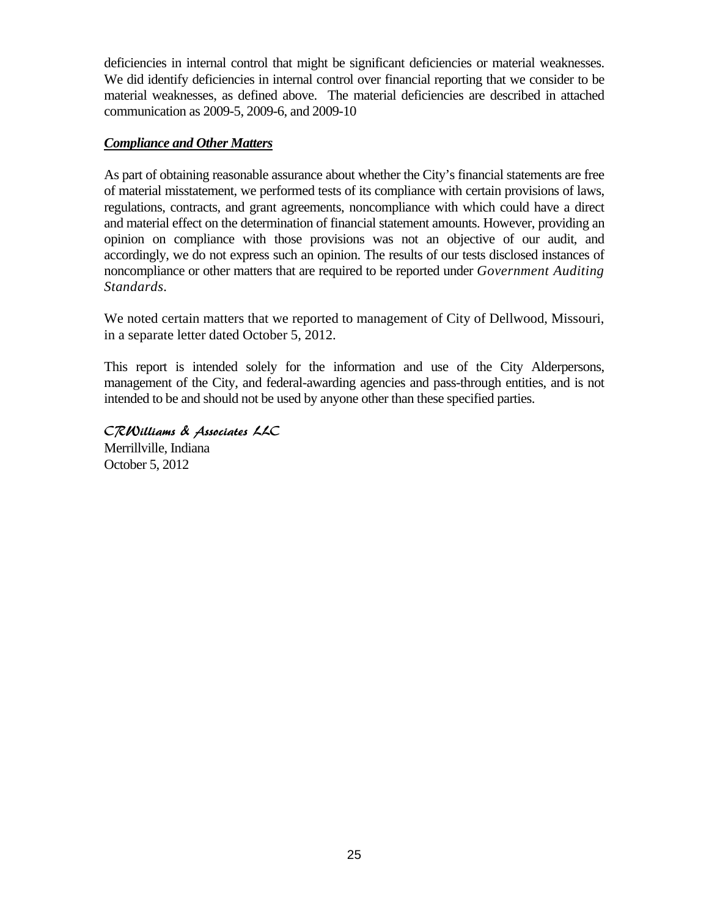deficiencies in internal control that might be significant deficiencies or material weaknesses. We did identify deficiencies in internal control over financial reporting that we consider to be material weaknesses, as defined above. The material deficiencies are described in attached communication as 2009-5, 2009-6, and 2009-10

***Compliance and Other Matters***

As part of obtaining reasonable assurance about whether the City's financial statements are free of material misstatement, we performed tests of its compliance with certain provisions of laws, regulations, contracts, and grant agreements, noncompliance with which could have a direct and material effect on the determination of financial statement amounts. However, providing an opinion on compliance with those provisions was not an objective of our audit, and accordingly, we do not express such an opinion. The results of our tests disclosed instances of noncompliance or other matters that are required to be reported under *Government Auditing Standards*.

We noted certain matters that we reported to management of City of Dellwood, Missouri, in a separate letter dated October 5, 2012.

This report is intended solely for the information and use of the City Alderpersons, management of the City, and federal-awarding agencies and pass-through entities, and is not intended to be and should not be used by anyone other than these specified parties.

*CRWilliams & Associates LLC*
Merrillville, Indiana
October 5, 2012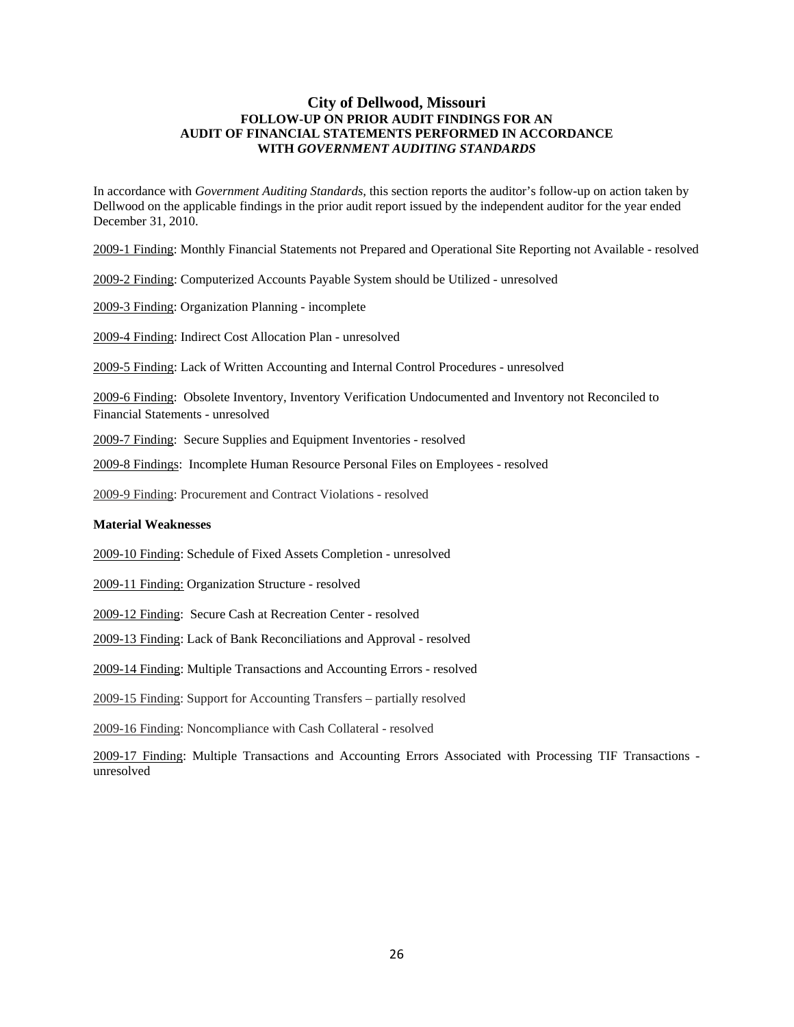# City of Dellwood, Missouri

## FOLLOW-UP ON PRIOR AUDIT FINDINGS FOR AN AUDIT OF FINANCIAL STATEMENTS PERFORMED IN ACCORDANCE WITH *GOVERNMENT AUDITING STANDARDS*

In accordance with *Government Auditing Standards*, this section reports the auditor's follow-up on action taken by Dellwood on the applicable findings in the prior audit report issued by the independent auditor for the year ended December 31, 2010.

2009-1 Finding: Monthly Financial Statements not Prepared and Operational Site Reporting not Available - resolved

2009-2 Finding: Computerized Accounts Payable System should be Utilized - unresolved

2009-3 Finding: Organization Planning - incomplete

2009-4 Finding: Indirect Cost Allocation Plan - unresolved

2009-5 Finding: Lack of Written Accounting and Internal Control Procedures - unresolved

2009-6 Finding: Obsolete Inventory, Inventory Verification Undocumented and Inventory not Reconciled to Financial Statements - unresolved

2009-7 Finding: Secure Supplies and Equipment Inventories - resolved

2009-8 Findings: Incomplete Human Resource Personal Files on Employees - resolved

2009-9 Finding: Procurement and Contract Violations - resolved

**Material Weaknesses**

2009-10 Finding: Schedule of Fixed Assets Completion - unresolved

2009-11 Finding: Organization Structure - resolved

2009-12 Finding: Secure Cash at Recreation Center - resolved

2009-13 Finding: Lack of Bank Reconciliations and Approval - resolved

2009-14 Finding: Multiple Transactions and Accounting Errors - resolved

2009-15 Finding: Support for Accounting Transfers – partially resolved

2009-16 Finding: Noncompliance with Cash Collateral - resolved

2009-17 Finding: Multiple Transactions and Accounting Errors Associated with Processing TIF Transactions - unresolved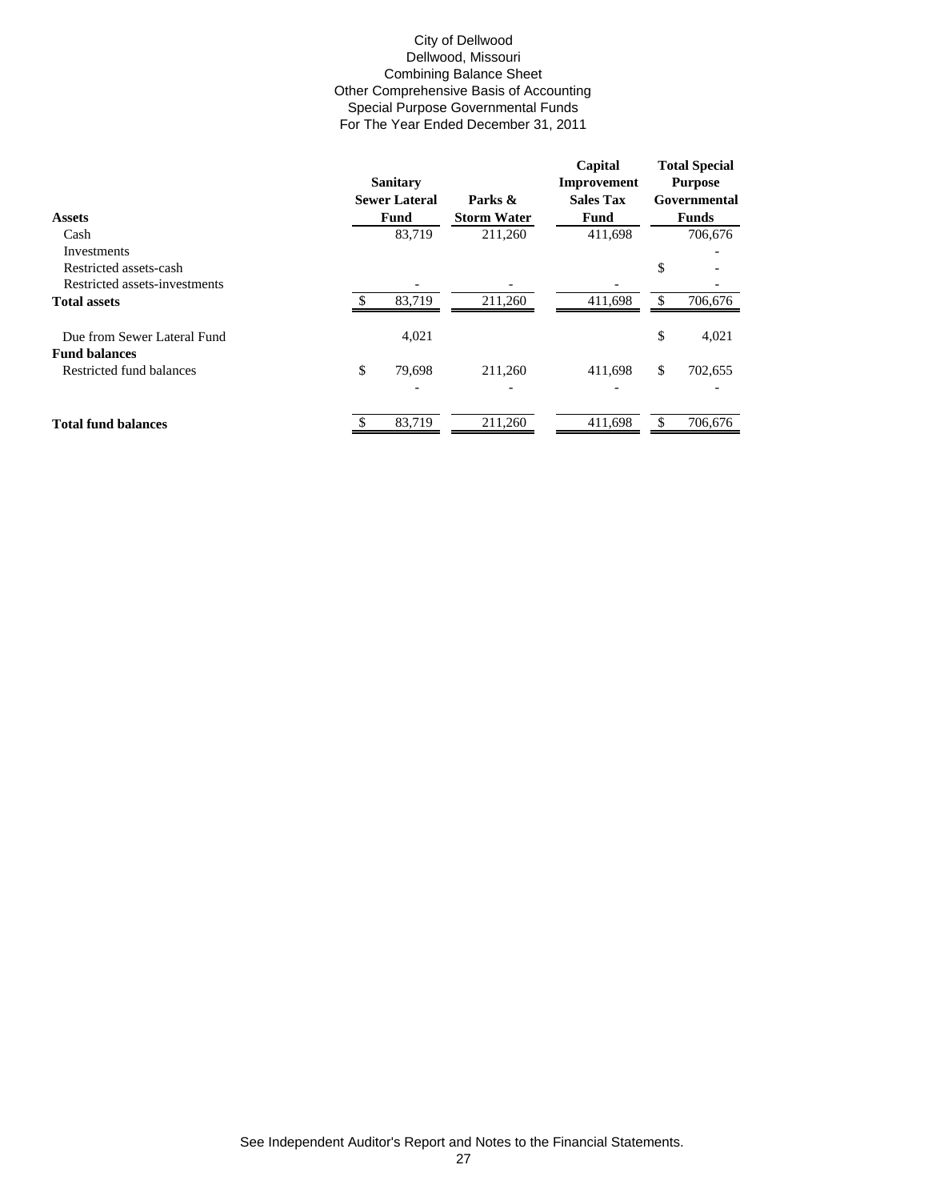City of Dellwood
Dellwood, Missouri
Combining Balance Sheet
Other Comprehensive Basis of Accounting
Special Purpose Governmental Funds
For The Year Ended December 31, 2011

| **Assets** | **Sanitary Sewer Lateral Fund** | **Parks & Storm Water** | **Capital Improvement Sales Tax Fund** | **Total Special Purpose Governmental Funds** |
|---|---|---|---|---|
| Cash | 83,719 | 211,260 | 411,698 | 706,676 |
| Investments | | | | - |
| Restricted assets-cash | | | | $ - |
| Restricted assets-investments | - | - | - | - |
| **Total assets** | $ 83,719 | 211,260 | 411,698 | $ 706,676 |
| Due from Sewer Lateral Fund | 4,021 | | | $ 4,021 |
| **Fund balances** | | | | |
| Restricted fund balances | $ 79,698 | 211,260 | 411,698 | $ 702,655 |
| | - | - | - | - |
| **Total fund balances** | $ 83,719 | 211,260 | 411,698 | $ 706,676 |

See Independent Auditor's Report and Notes to the Financial Statements.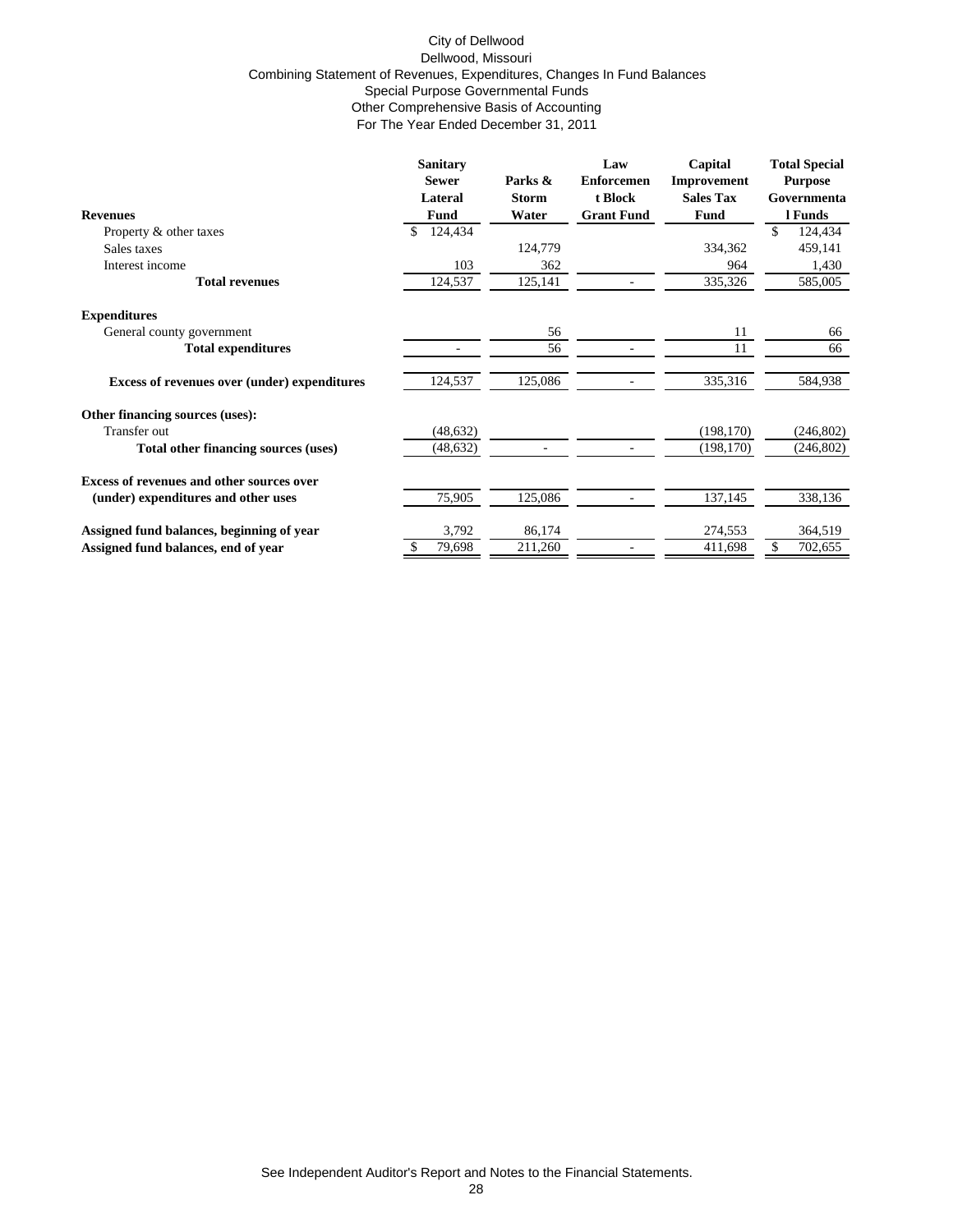City of Dellwood
Dellwood, Missouri
Combining Statement of Revenues, Expenditures, Changes In Fund Balances
Special Purpose Governmental Funds
Other Comprehensive Basis of Accounting
For The Year Ended December 31, 2011

| **Revenues** | **Sanitary Sewer Lateral Fund** | **Parks & Storm Water** | **Law Enforcement Block Grant Fund** | **Capital Improvement Sales Tax Fund** | **Total Special Purpose Governmental Funds** |
|---|---|---|---|---|---|
| Property & other taxes | $ 124,434 | | | | $ 124,434 |
| Sales taxes | | 124,779 | | 334,362 | 459,141 |
| Interest income | 103 | 362 | | 964 | 1,430 |
| **Total revenues** | 124,537 | 125,141 | - | 335,326 | 585,005 |
| **Expenditures** | | | | | |
| General county government | | 56 | | 11 | 66 |
| **Total expenditures** | - | 56 | - | 11 | 66 |
| **Excess of revenues over (under) expenditures** | 124,537 | 125,086 | - | 335,316 | 584,938 |
| **Other financing sources (uses):** | | | | | |
| Transfer out | (48,632) | | | (198,170) | (246,802) |
| **Total other financing sources (uses)** | (48,632) | - | - | (198,170) | (246,802) |
| **Excess of revenues and other sources over (under) expenditures and other uses** | 75,905 | 125,086 | - | 137,145 | 338,136 |
| **Assigned fund balances, beginning of year** | 3,792 | 86,174 | | 274,553 | 364,519 |
| **Assigned fund balances, end of year** | $ 79,698 | 211,260 | - | 411,698 | $ 702,655 |

See Independent Auditor's Report and Notes to the Financial Statements.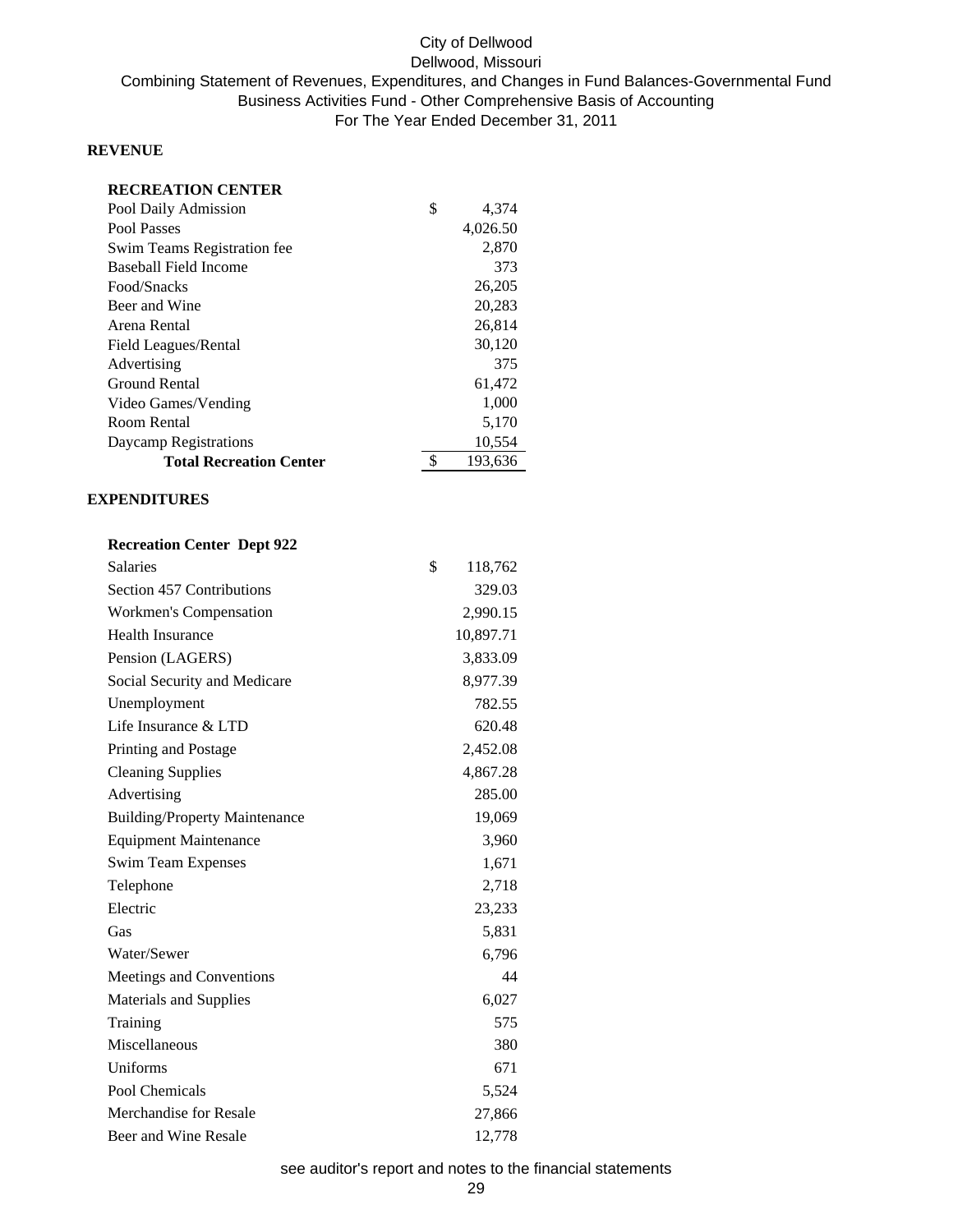# City of Dellwood
## Dellwood, Missouri
### Combining Statement of Revenues, Expenditures, and Changes in Fund Balances-Governmental Fund
### Business Activities Fund - Other Comprehensive Basis of Accounting
### For The Year Ended December 31, 2011

**REVENUE**

| **RECREATION CENTER** | |
|---|---|
| Pool Daily Admission | $ 4,374 |
| Pool Passes | 4,026.50 |
| Swim Teams Registration fee | 2,870 |
| Baseball Field Income | 373 |
| Food/Snacks | 26,205 |
| Beer and Wine | 20,283 |
| Arena Rental | 26,814 |
| Field Leagues/Rental | 30,120 |
| Advertising | 375 |
| Ground Rental | 61,472 |
| Video Games/Vending | 1,000 |
| Room Rental | 5,170 |
| Daycamp Registrations | 10,554 |
| **Total Recreation Center** | $ 193,636 |

**EXPENDITURES**

| **Recreation Center Dept 922** | |
|---|---|
| Salaries | $ 118,762 |
| Section 457 Contributions | 329.03 |
| Workmen's Compensation | 2,990.15 |
| Health Insurance | 10,897.71 |
| Pension (LAGERS) | 3,833.09 |
| Social Security and Medicare | 8,977.39 |
| Unemployment | 782.55 |
| Life Insurance & LTD | 620.48 |
| Printing and Postage | 2,452.08 |
| Cleaning Supplies | 4,867.28 |
| Advertising | 285.00 |
| Building/Property Maintenance | 19,069 |
| Equipment Maintenance | 3,960 |
| Swim Team Expenses | 1,671 |
| Telephone | 2,718 |
| Electric | 23,233 |
| Gas | 5,831 |
| Water/Sewer | 6,796 |
| Meetings and Conventions | 44 |
| Materials and Supplies | 6,027 |
| Training | 575 |
| Miscellaneous | 380 |
| Uniforms | 671 |
| Pool Chemicals | 5,524 |
| Merchandise for Resale | 27,866 |
| Beer and Wine Resale | 12,778 |

see auditor's report and notes to the financial statements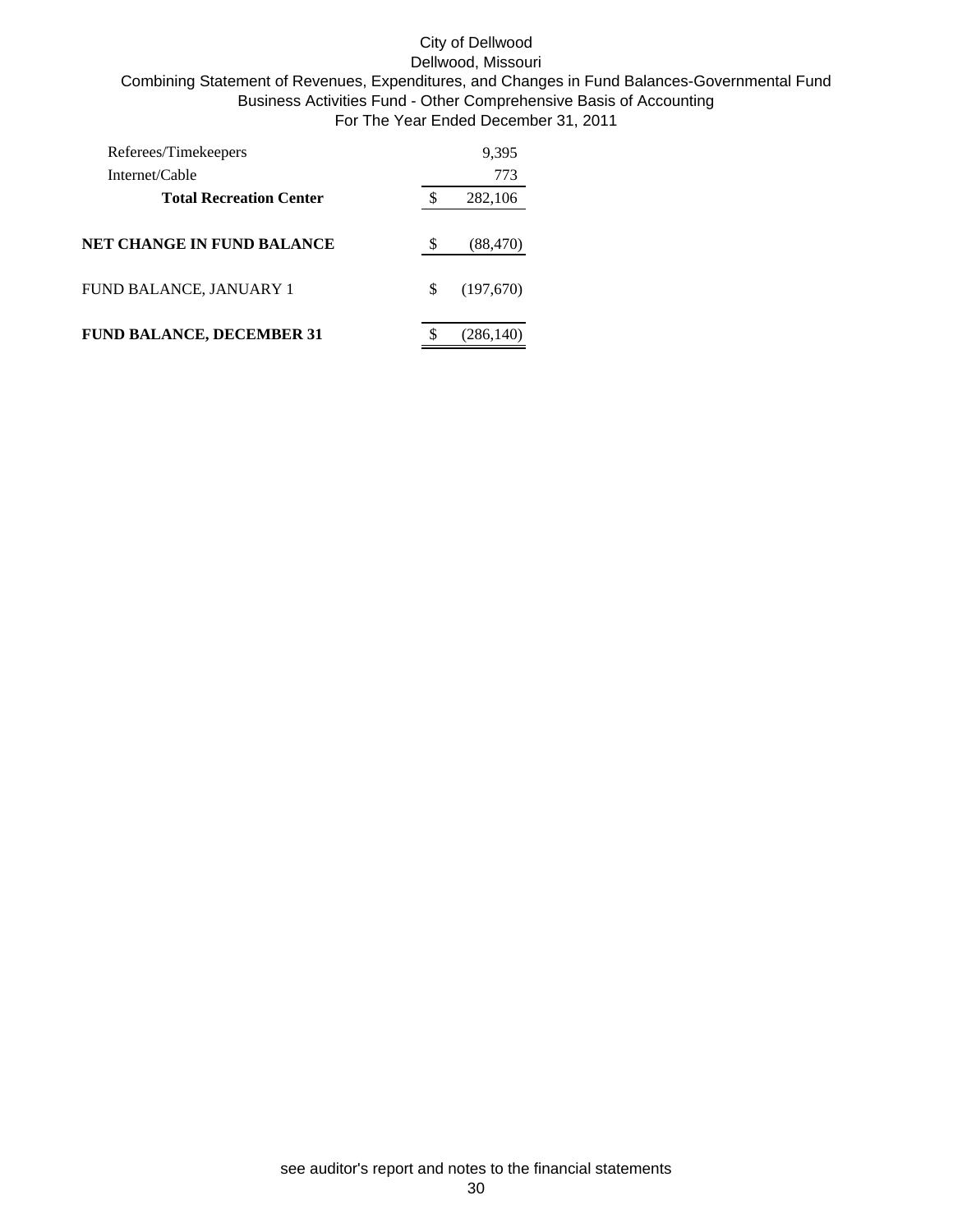City of Dellwood
Dellwood, Missouri
Combining Statement of Revenues, Expenditures, and Changes in Fund Balances-Governmental Fund
Business Activities Fund - Other Comprehensive Basis of Accounting
For The Year Ended December 31, 2011

| | | |
|---|---|---|
| Referees/Timekeepers | | 9,395 |
| Internet/Cable | | 773 |
| **Total Recreation Center** | $ | 282,106 |
| | | |
| **NET CHANGE IN FUND BALANCE** | $ | (88,470) |
| | | |
| FUND BALANCE, JANUARY 1 | $ | (197,670) |
| | | |
| **FUND BALANCE, DECEMBER 31** | $ | (286,140) |

see auditor's report and notes to the financial statements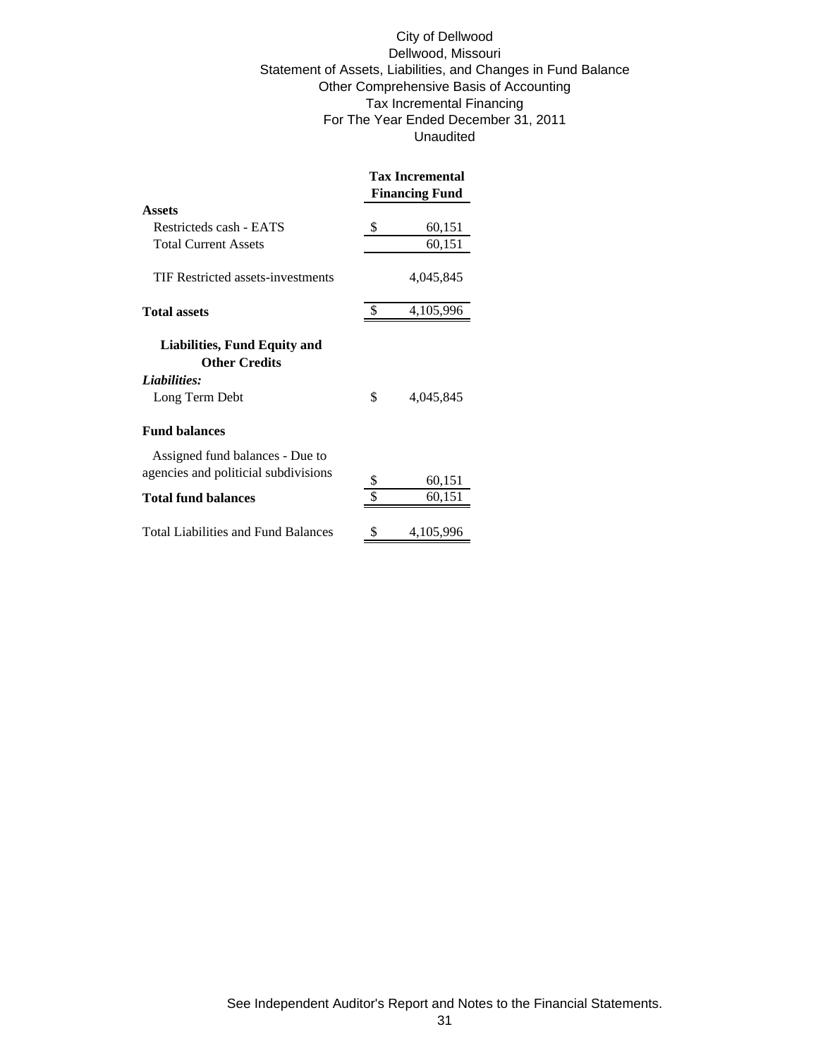City of Dellwood
Dellwood, Missouri
Statement of Assets, Liabilities, and Changes in Fund Balance
Other Comprehensive Basis of Accounting
Tax Incremental Financing
For The Year Ended December 31, 2011
Unaudited

| | Tax Incremental Financing Fund |
|---|---|
| **Assets** | |
| Restricteds cash - EATS | $ 60,151 |
| Total Current Assets | 60,151 |
| TIF Restricted assets-investments | 4,045,845 |
| **Total assets** | $ 4,105,996 |
| **Liabilities, Fund Equity and Other Credits** | |
| ***Liabilities:*** | |
| Long Term Debt | $ 4,045,845 |
| **Fund balances** | |
| Assigned fund balances - Due to agencies and politicial subdivisions | $ 60,151 |
| **Total fund balances** | $ 60,151 |
| Total Liabilities and Fund Balances | $ 4,105,996 |

See Independent Auditor's Report and Notes to the Financial Statements.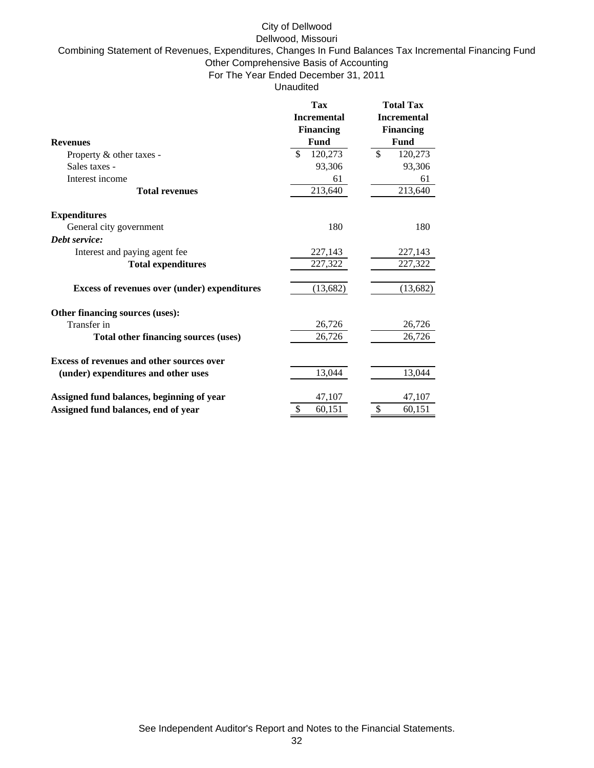# City of Dellwood
## Dellwood, Missouri
### Combining Statement of Revenues, Expenditures, Changes In Fund Balances Tax Incremental Financing Fund
### Other Comprehensive Basis of Accounting
### For The Year Ended December 31, 2011
### Unaudited

| | Tax Incremental Financing Fund | Total Tax Incremental Financing Fund |
|---|---|---|
| **Revenues** | | |
| Property & other taxes - | $ 120,273 | $ 120,273 |
| Sales taxes - | 93,306 | 93,306 |
| Interest income | 61 | 61 |
| **Total revenues** | 213,640 | 213,640 |
| | | |
| **Expenditures** | | |
| General city government | 180 | 180 |
| ***Debt service:*** | | |
| Interest and paying agent fee | 227,143 | 227,143 |
| **Total expenditures** | 227,322 | 227,322 |
| | | |
| **Excess of revenues over (under) expenditures** | (13,682) | (13,682) |
| | | |
| **Other financing sources (uses):** | | |
| Transfer in | 26,726 | 26,726 |
| **Total other financing sources (uses)** | 26,726 | 26,726 |
| | | |
| **Excess of revenues and other sources over (under) expenditures and other uses** | 13,044 | 13,044 |
| | | |
| **Assigned fund balances, beginning of year** | 47,107 | 47,107 |
| **Assigned fund balances, end of year** | $ 60,151 | $ 60,151 |

See Independent Auditor's Report and Notes to the Financial Statements.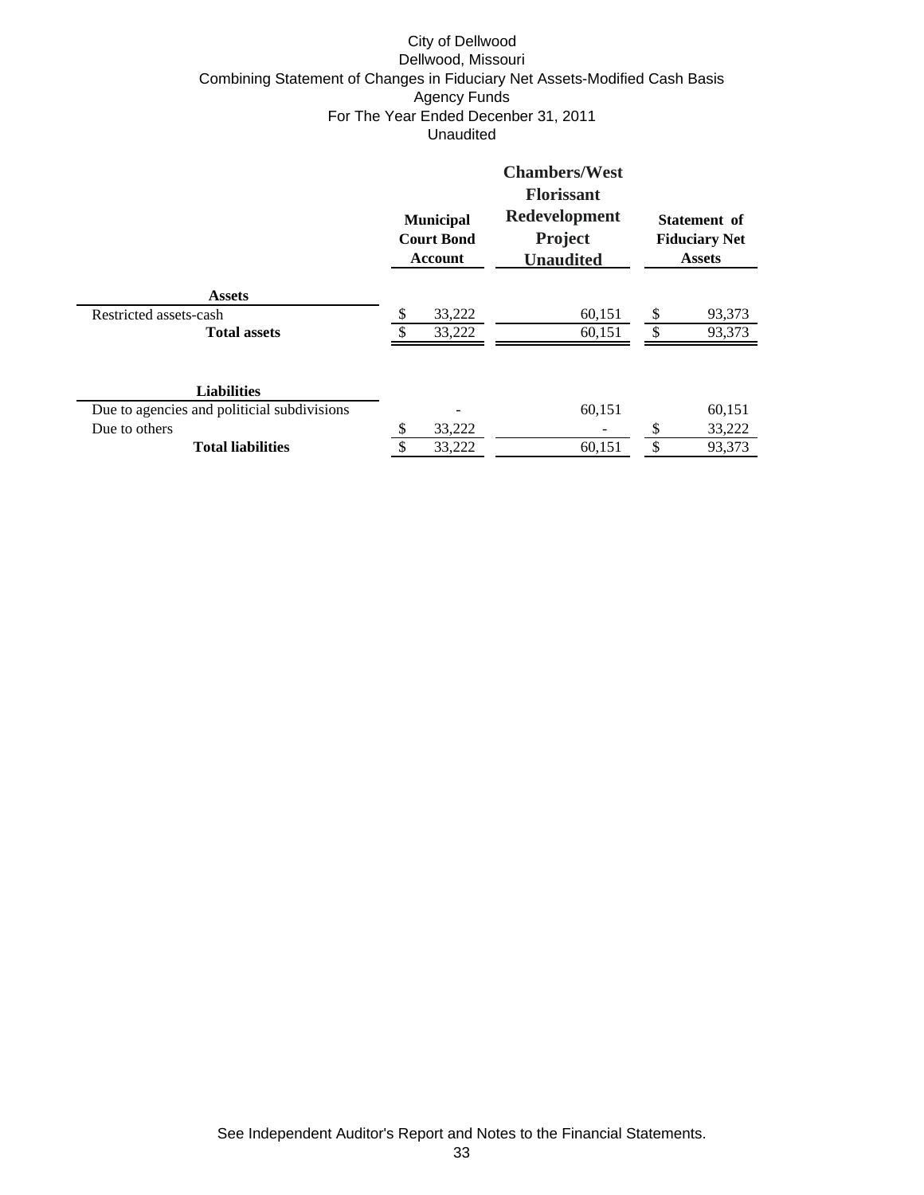City of Dellwood
Dellwood, Missouri
Combining Statement of Changes in Fiduciary Net Assets-Modified Cash Basis
Agency Funds
For The Year Ended Decenber 31, 2011
Unaudited

| | Municipal Court Bond Account | Chambers/West Florissant Redevelopment Project Unaudited | Statement of Fiduciary Net Assets |
|---|---|---|---|
| **Assets** | | | |
| Restricted assets-cash | $ 33,222 | 60,151 | $ 93,373 |
| **Total assets** | $ 33,222 | 60,151 | $ 93,373 |
| **Liabilities** | | | |
| Due to agencies and politicial subdivisions | - | 60,151 | 60,151 |
| Due to others | $ 33,222 | - | $ 33,222 |
| **Total liabilities** | $ 33,222 | 60,151 | $ 93,373 |

See Independent Auditor's Report and Notes to the Financial Statements.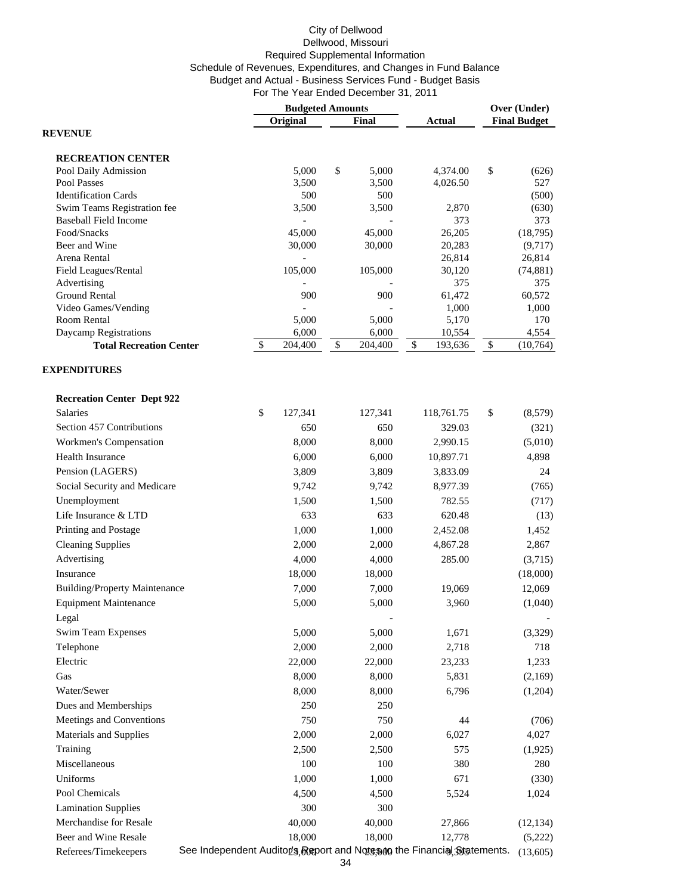City of Dellwood
Dellwood, Missouri
Required Supplemental Information
Schedule of Revenues, Expenditures, and Changes in Fund Balance
Budget and Actual - Business Services Fund - Budget Basis
For The Year Ended December 31, 2011

| | Budgeted Amounts | | | Over (Under) |
|---|---|---|---|---|
| | Original | Final | Actual | Final Budget |
| **REVENUE** | | | | |
| **RECREATION CENTER** | | | | |
| Pool Daily Admission | 5,000 | $ 5,000 | 4,374.00 | $ (626) |
| Pool Passes | 3,500 | 3,500 | 4,026.50 | 527 |
| Identification Cards | 500 | 500 | | (500) |
| Swim Teams Registration fee | 3,500 | 3,500 | 2,870 | (630) |
| Baseball Field Income | - | - | 373 | 373 |
| Food/Snacks | 45,000 | 45,000 | 26,205 | (18,795) |
| Beer and Wine | 30,000 | 30,000 | 20,283 | (9,717) |
| Arena Rental | - | | 26,814 | 26,814 |
| Field Leagues/Rental | 105,000 | 105,000 | 30,120 | (74,881) |
| Advertising | - | - | 375 | 375 |
| Ground Rental | 900 | 900 | 61,472 | 60,572 |
| Video Games/Vending | - | - | 1,000 | 1,000 |
| Room Rental | 5,000 | 5,000 | 5,170 | 170 |
| Daycamp Registrations | 6,000 | 6,000 | 10,554 | 4,554 |
| **Total Recreation Center** | $ 204,400 | $ 204,400 | $ 193,636 | $ (10,764) |
| **EXPENDITURES** | | | | |
| **Recreation Center Dept 922** | | | | |
| Salaries | $ 127,341 | 127,341 | 118,761.75 | $ (8,579) |
| Section 457 Contributions | 650 | 650 | 329.03 | (321) |
| Workmen's Compensation | 8,000 | 8,000 | 2,990.15 | (5,010) |
| Health Insurance | 6,000 | 6,000 | 10,897.71 | 4,898 |
| Pension (LAGERS) | 3,809 | 3,809 | 3,833.09 | 24 |
| Social Security and Medicare | 9,742 | 9,742 | 8,977.39 | (765) |
| Unemployment | 1,500 | 1,500 | 782.55 | (717) |
| Life Insurance & LTD | 633 | 633 | 620.48 | (13) |
| Printing and Postage | 1,000 | 1,000 | 2,452.08 | 1,452 |
| Cleaning Supplies | 2,000 | 2,000 | 4,867.28 | 2,867 |
| Advertising | 4,000 | 4,000 | 285.00 | (3,715) |
| Insurance | 18,000 | 18,000 | | (18,000) |
| Building/Property Maintenance | 7,000 | 7,000 | 19,069 | 12,069 |
| Equipment Maintenance | 5,000 | 5,000 | 3,960 | (1,040) |
| Legal | | - | | - |
| Swim Team Expenses | 5,000 | 5,000 | 1,671 | (3,329) |
| Telephone | 2,000 | 2,000 | 2,718 | 718 |
| Electric | 22,000 | 22,000 | 23,233 | 1,233 |
| Gas | 8,000 | 8,000 | 5,831 | (2,169) |
| Water/Sewer | 8,000 | 8,000 | 6,796 | (1,204) |
| Dues and Memberships | 250 | 250 | | |
| Meetings and Conventions | 750 | 750 | 44 | (706) |
| Materials and Supplies | 2,000 | 2,000 | 6,027 | 4,027 |
| Training | 2,500 | 2,500 | 575 | (1,925) |
| Miscellaneous | 100 | 100 | 380 | 280 |
| Uniforms | 1,000 | 1,000 | 671 | (330) |
| Pool Chemicals | 4,500 | 4,500 | 5,524 | 1,024 |
| Lamination Supplies | 300 | 300 | | |
| Merchandise for Resale | 40,000 | 40,000 | 27,866 | (12,134) |
| Beer and Wine Resale | 18,000 | 18,000 | 12,778 | (5,222) |
| Referees/Timekeepers | 23,000 | 23,000 | 9,395 | (13,605) |

See Independent Auditor's Report and Notes to the Financial Statements.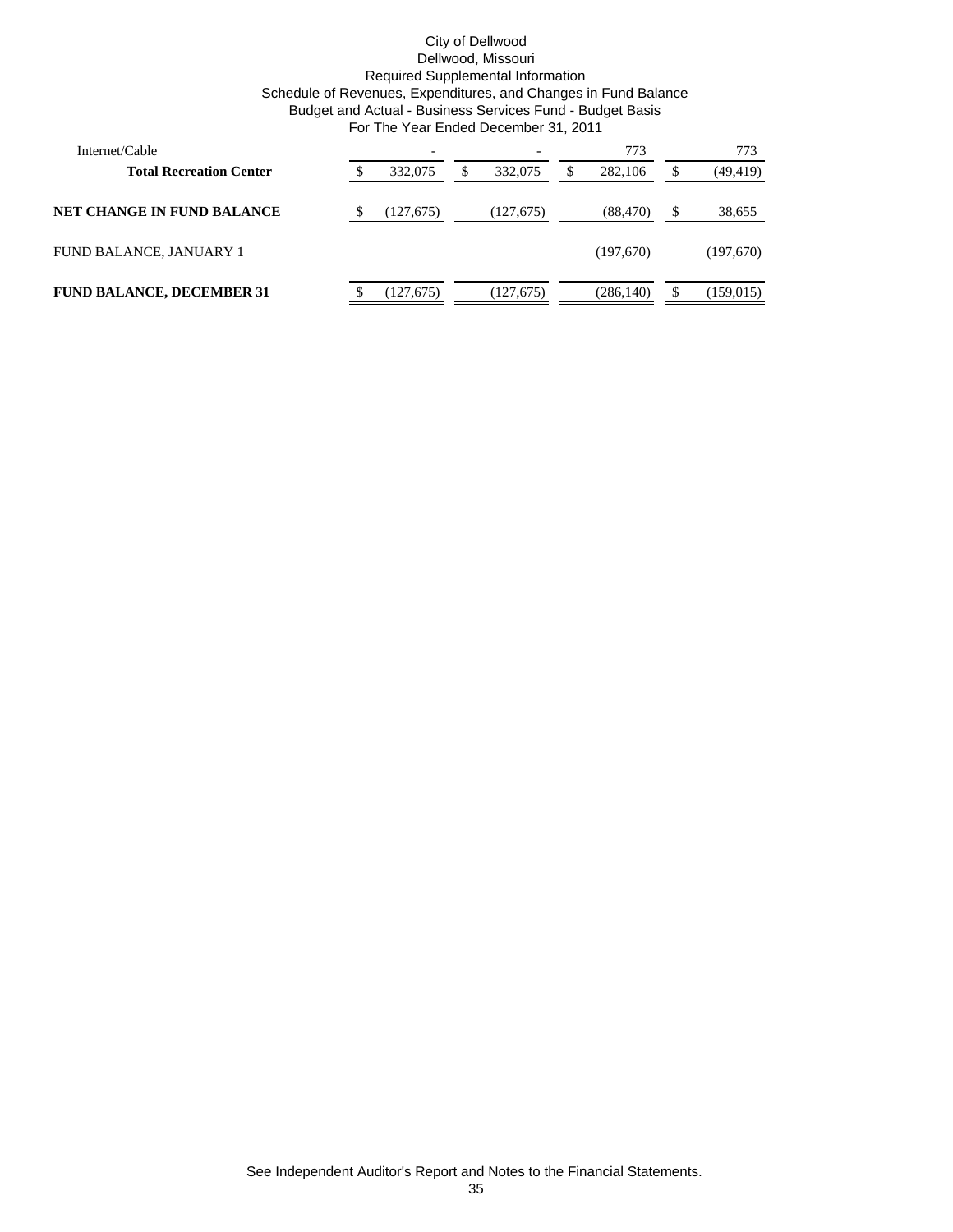City of Dellwood
Dellwood, Missouri
Required Supplemental Information
Schedule of Revenues, Expenditures, and Changes in Fund Balance
Budget and Actual - Business Services Fund - Budget Basis
For The Year Ended December 31, 2011

| | | | | |
|---|---|---|---|---|
| Internet/Cable | - | - | 773 | 773 |
| **Total Recreation Center** | $ 332,075 | $ 332,075 | $ 282,106 | $ (49,419) |
| **NET CHANGE IN FUND BALANCE** | $ (127,675) | (127,675) | (88,470) | $ 38,655 |
| FUND BALANCE, JANUARY 1 | | | (197,670) | (197,670) |
| **FUND BALANCE, DECEMBER 31** | $ (127,675) | (127,675) | (286,140) | $ (159,015) |

See Independent Auditor's Report and Notes to the Financial Statements.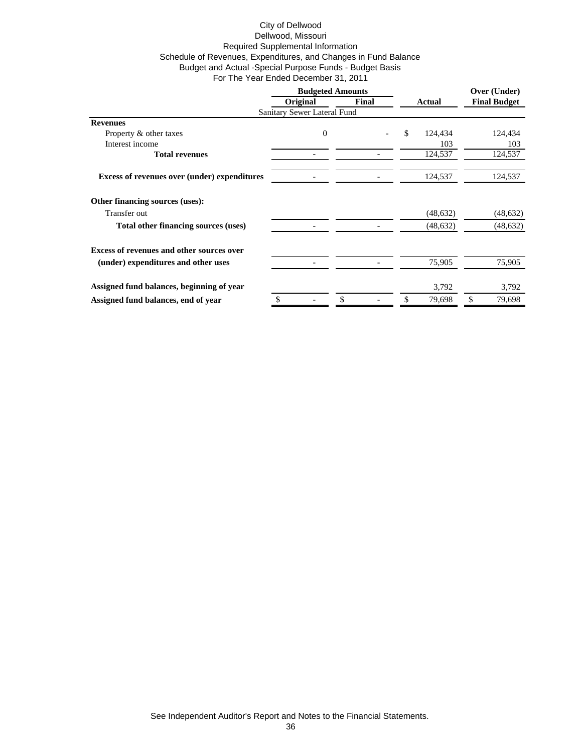City of Dellwood
Dellwood, Missouri
Required Supplemental Information
Schedule of Revenues, Expenditures, and Changes in Fund Balance
Budget and Actual -Special Purpose Funds - Budget Basis
For The Year Ended December 31, 2011

| | Budgeted Amounts | | | Over (Under) |
|---|---|---|---|---|
| | Original | Final | Actual | Final Budget |
| | Sanitary Sewer Lateral Fund | | | |
| **Revenues** | | | | |
| Property & other taxes | 0 | - | $ 124,434 | 124,434 |
| Interest income | | | 103 | 103 |
| **Total revenues** | - | - | 124,537 | 124,537 |
| **Excess of revenues over (under) expenditures** | - | - | 124,537 | 124,537 |
| **Other financing sources (uses):** | | | | |
| Transfer out | | | (48,632) | (48,632) |
| **Total other financing sources (uses)** | - | - | (48,632) | (48,632) |
| **Excess of revenues and other sources over (under) expenditures and other uses** | - | - | 75,905 | 75,905 |
| **Assigned fund balances, beginning of year** | | | 3,792 | 3,792 |
| **Assigned fund balances, end of year** | $ - | $ - | $ 79,698 | $ 79,698 |

See Independent Auditor's Report and Notes to the Financial Statements.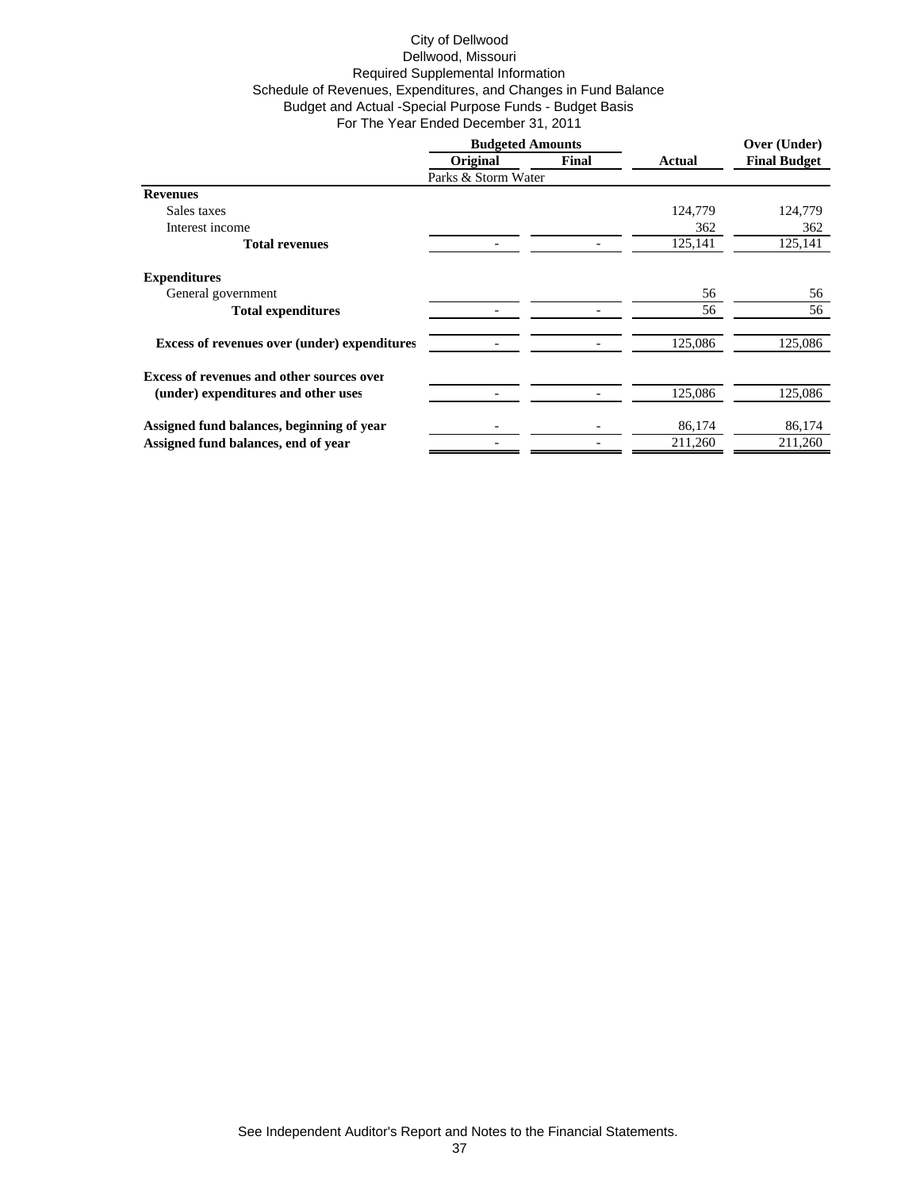City of Dellwood
Dellwood, Missouri
Required Supplemental Information
Schedule of Revenues, Expenditures, and Changes in Fund Balance
Budget and Actual -Special Purpose Funds - Budget Basis
For The Year Ended December 31, 2011

| | Budgeted Amounts | | | Over (Under) |
|---|---|---|---|---|
| | Original | Final | Actual | Final Budget |
| | Parks & Storm Water | | | |
| **Revenues** | | | | |
| Sales taxes | | | 124,779 | 124,779 |
| Interest income | | | 362 | 362 |
| **Total revenues** | - | - | 125,141 | 125,141 |
| **Expenditures** | | | | |
| General government | | | 56 | 56 |
| **Total expenditures** | - | - | 56 | 56 |
| **Excess of revenues over (under) expenditures** | - | - | 125,086 | 125,086 |
| **Excess of revenues and other sources over (under) expenditures and other uses** | - | - | 125,086 | 125,086 |
| **Assigned fund balances, beginning of year** | - | - | 86,174 | 86,174 |
| **Assigned fund balances, end of year** | - | - | 211,260 | 211,260 |

See Independent Auditor's Report and Notes to the Financial Statements.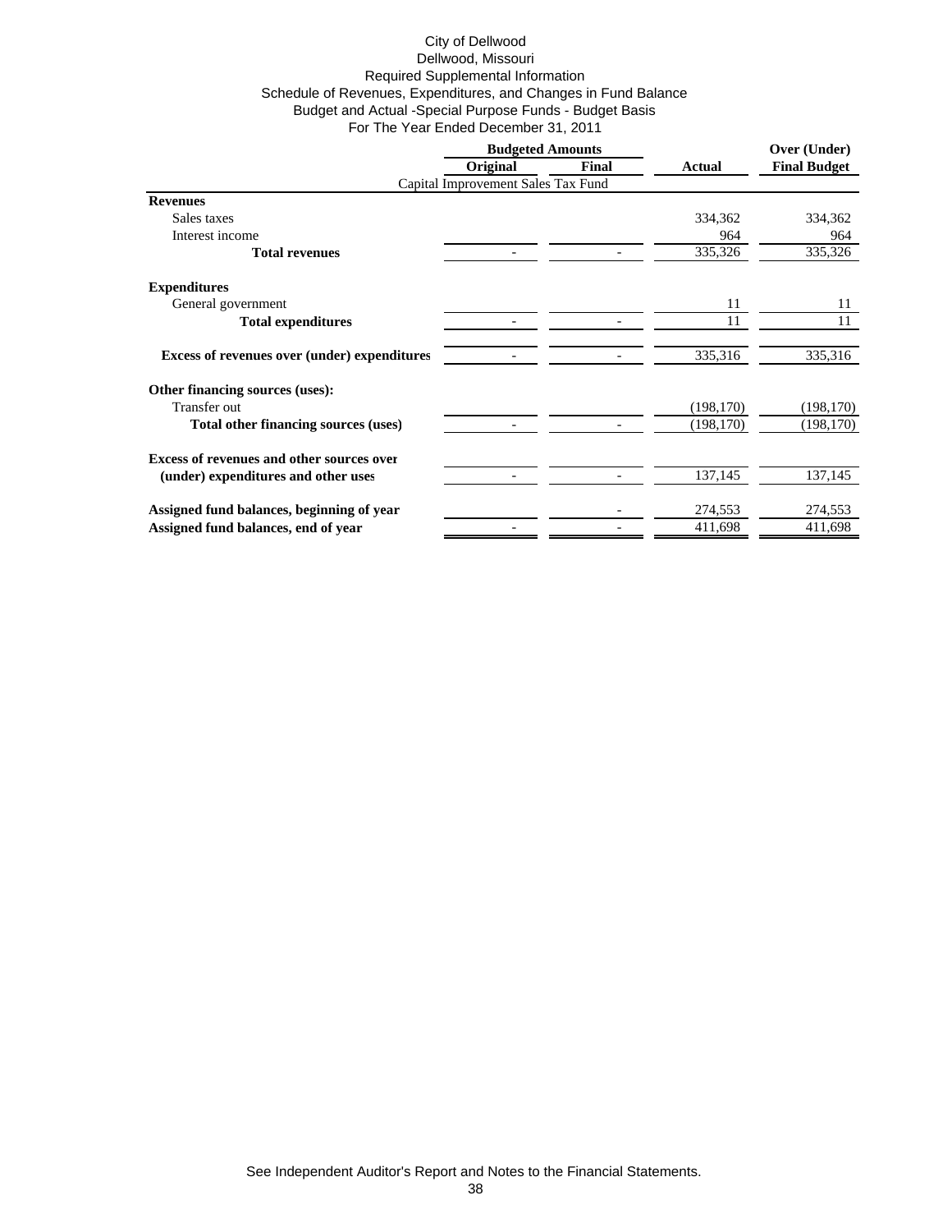City of Dellwood
Dellwood, Missouri
Required Supplemental Information
Schedule of Revenues, Expenditures, and Changes in Fund Balance
Budget and Actual -Special Purpose Funds - Budget Basis
For The Year Ended December 31, 2011

| | Budgeted Amounts | | | Over (Under) |
|---|---|---|---|---|
| | Original | Final | Actual | Final Budget |
| | Capital Improvement Sales Tax Fund | | | |
| **Revenues** | | | | |
| Sales taxes | | | 334,362 | 334,362 |
| Interest income | | | 964 | 964 |
| **Total revenues** | - | - | 335,326 | 335,326 |
| **Expenditures** | | | | |
| General government | | | 11 | 11 |
| **Total expenditures** | - | - | 11 | 11 |
| **Excess of revenues over (under) expenditures** | - | - | 335,316 | 335,316 |
| **Other financing sources (uses):** | | | | |
| Transfer out | | | (198,170) | (198,170) |
| **Total other financing sources (uses)** | - | - | (198,170) | (198,170) |
| **Excess of revenues and other sources over (under) expenditures and other uses** | - | - | 137,145 | 137,145 |
| **Assigned fund balances, beginning of year** | | - | 274,553 | 274,553 |
| **Assigned fund balances, end of year** | - | - | 411,698 | 411,698 |

See Independent Auditor's Report and Notes to the Financial Statements.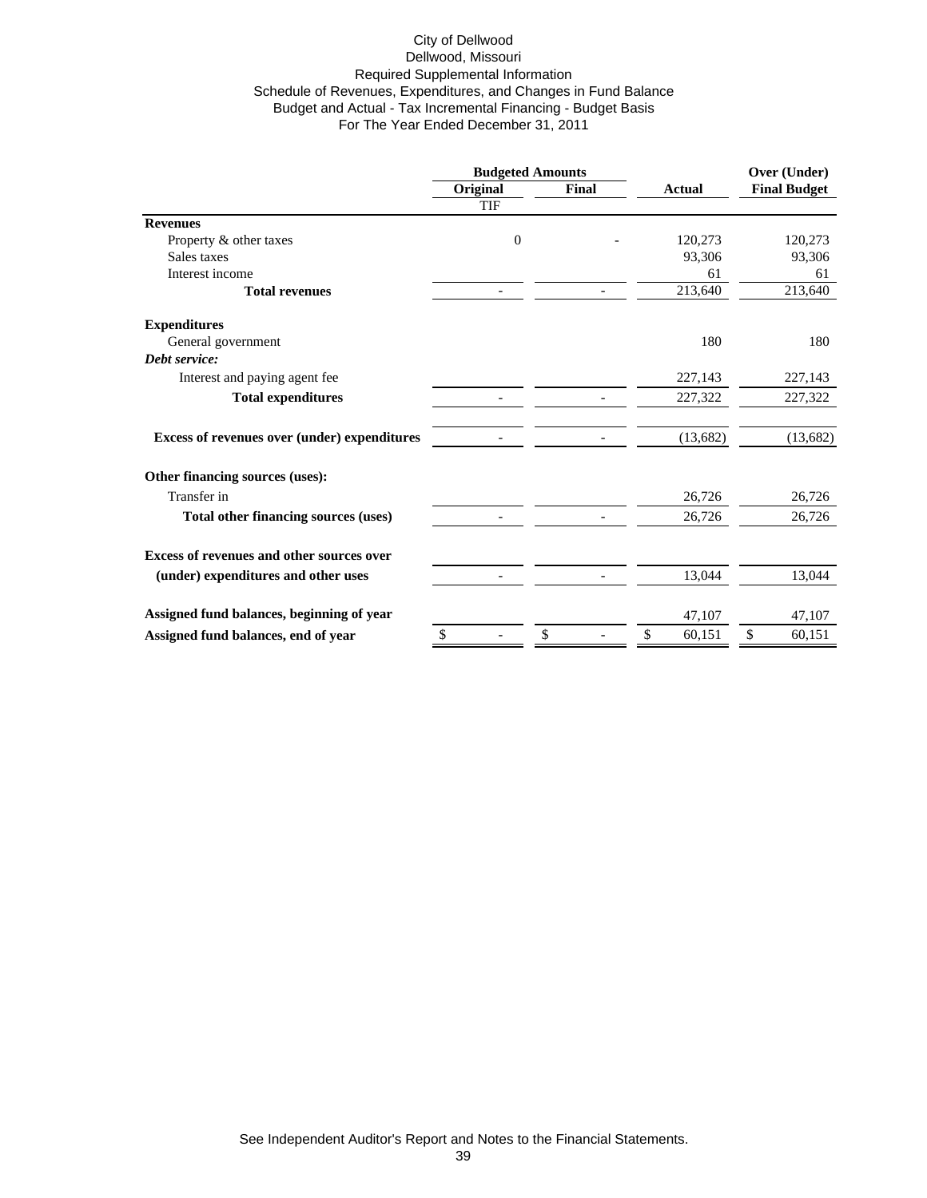City of Dellwood
Dellwood, Missouri
Required Supplemental Information
Schedule of Revenues, Expenditures, and Changes in Fund Balance
Budget and Actual - Tax Incremental Financing - Budget Basis
For The Year Ended December 31, 2011

| | Budgeted Amounts | | | Over (Under) |
|---|---|---|---|---|
| | Original | Final | Actual | Final Budget |
| | TIF | | | |
| **Revenues** | | | | |
| Property & other taxes | 0 | - | 120,273 | 120,273 |
| Sales taxes | | | 93,306 | 93,306 |
| Interest income | | | 61 | 61 |
| **Total revenues** | - | - | 213,640 | 213,640 |
| **Expenditures** | | | | |
| General government | | | 180 | 180 |
| ***Debt service:*** | | | | |
| Interest and paying agent fee | | | 227,143 | 227,143 |
| **Total expenditures** | - | - | 227,322 | 227,322 |
| **Excess of revenues over (under) expenditures** | - | - | (13,682) | (13,682) |
| **Other financing sources (uses):** | | | | |
| Transfer in | | | 26,726 | 26,726 |
| **Total other financing sources (uses)** | - | - | 26,726 | 26,726 |
| **Excess of revenues and other sources over (under) expenditures and other uses** | - | - | 13,044 | 13,044 |
| **Assigned fund balances, beginning of year** | | | 47,107 | 47,107 |
| **Assigned fund balances, end of year** | $ - | $ - | $ 60,151 | $ 60,151 |

See Independent Auditor's Report and Notes to the Financial Statements.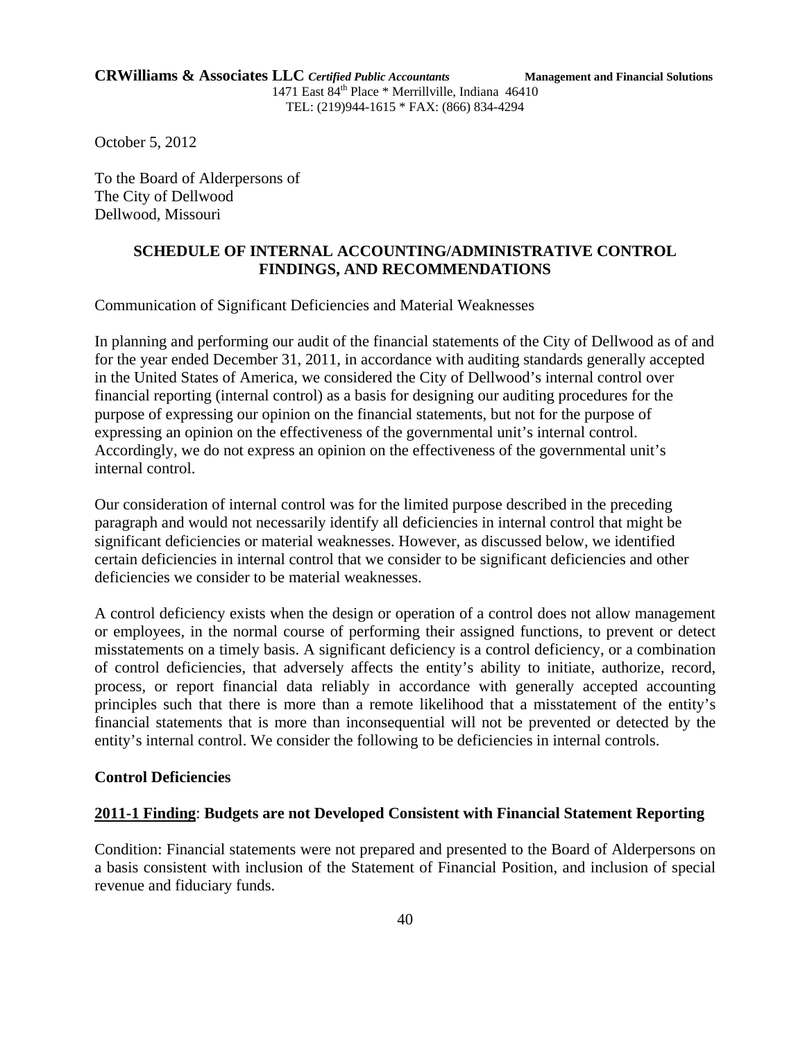**CRWilliams & Associates LLC** *Certified Public Accountants* **Management and Financial Solutions**
1471 East 84th Place * Merrillville, Indiana 46410
TEL: (219)944-1615 * FAX: (866) 834-4294

October 5, 2012

To the Board of Alderpersons of
The City of Dellwood
Dellwood, Missouri

## SCHEDULE OF INTERNAL ACCOUNTING/ADMINISTRATIVE CONTROL FINDINGS, AND RECOMMENDATIONS

Communication of Significant Deficiencies and Material Weaknesses

In planning and performing our audit of the financial statements of the City of Dellwood as of and for the year ended December 31, 2011, in accordance with auditing standards generally accepted in the United States of America, we considered the City of Dellwood's internal control over financial reporting (internal control) as a basis for designing our auditing procedures for the purpose of expressing our opinion on the financial statements, but not for the purpose of expressing an opinion on the effectiveness of the governmental unit's internal control. Accordingly, we do not express an opinion on the effectiveness of the governmental unit's internal control.

Our consideration of internal control was for the limited purpose described in the preceding paragraph and would not necessarily identify all deficiencies in internal control that might be significant deficiencies or material weaknesses. However, as discussed below, we identified certain deficiencies in internal control that we consider to be significant deficiencies and other deficiencies we consider to be material weaknesses.

A control deficiency exists when the design or operation of a control does not allow management or employees, in the normal course of performing their assigned functions, to prevent or detect misstatements on a timely basis. A significant deficiency is a control deficiency, or a combination of control deficiencies, that adversely affects the entity's ability to initiate, authorize, record, process, or report financial data reliably in accordance with generally accepted accounting principles such that there is more than a remote likelihood that a misstatement of the entity's financial statements that is more than inconsequential will not be prevented or detected by the entity's internal control. We consider the following to be deficiencies in internal controls.

### Control Deficiencies

**2011-1 Finding**: **Budgets are not Developed Consistent with Financial Statement Reporting**

Condition: Financial statements were not prepared and presented to the Board of Alderpersons on a basis consistent with inclusion of the Statement of Financial Position, and inclusion of special revenue and fiduciary funds.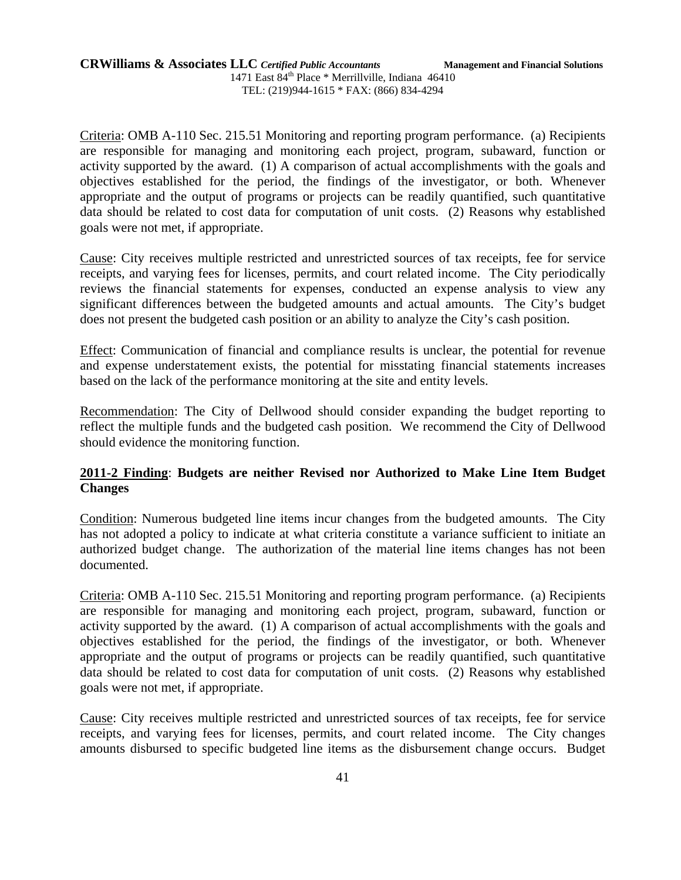Criteria: OMB A-110 Sec. 215.51 Monitoring and reporting program performance. (a) Recipients are responsible for managing and monitoring each project, program, subaward, function or activity supported by the award. (1) A comparison of actual accomplishments with the goals and objectives established for the period, the findings of the investigator, or both. Whenever appropriate and the output of programs or projects can be readily quantified, such quantitative data should be related to cost data for computation of unit costs. (2) Reasons why established goals were not met, if appropriate.

Cause: City receives multiple restricted and unrestricted sources of tax receipts, fee for service receipts, and varying fees for licenses, permits, and court related income. The City periodically reviews the financial statements for expenses, conducted an expense analysis to view any significant differences between the budgeted amounts and actual amounts. The City's budget does not present the budgeted cash position or an ability to analyze the City's cash position.

Effect: Communication of financial and compliance results is unclear, the potential for revenue and expense understatement exists, the potential for misstating financial statements increases based on the lack of the performance monitoring at the site and entity levels.

Recommendation: The City of Dellwood should consider expanding the budget reporting to reflect the multiple funds and the budgeted cash position. We recommend the City of Dellwood should evidence the monitoring function.

**2011-2 Finding**: **Budgets are neither Revised nor Authorized to Make Line Item Budget Changes**

Condition: Numerous budgeted line items incur changes from the budgeted amounts. The City has not adopted a policy to indicate at what criteria constitute a variance sufficient to initiate an authorized budget change. The authorization of the material line items changes has not been documented.

Criteria: OMB A-110 Sec. 215.51 Monitoring and reporting program performance. (a) Recipients are responsible for managing and monitoring each project, program, subaward, function or activity supported by the award. (1) A comparison of actual accomplishments with the goals and objectives established for the period, the findings of the investigator, or both. Whenever appropriate and the output of programs or projects can be readily quantified, such quantitative data should be related to cost data for computation of unit costs. (2) Reasons why established goals were not met, if appropriate.

Cause: City receives multiple restricted and unrestricted sources of tax receipts, fee for service receipts, and varying fees for licenses, permits, and court related income. The City changes amounts disbursed to specific budgeted line items as the disbursement change occurs. Budget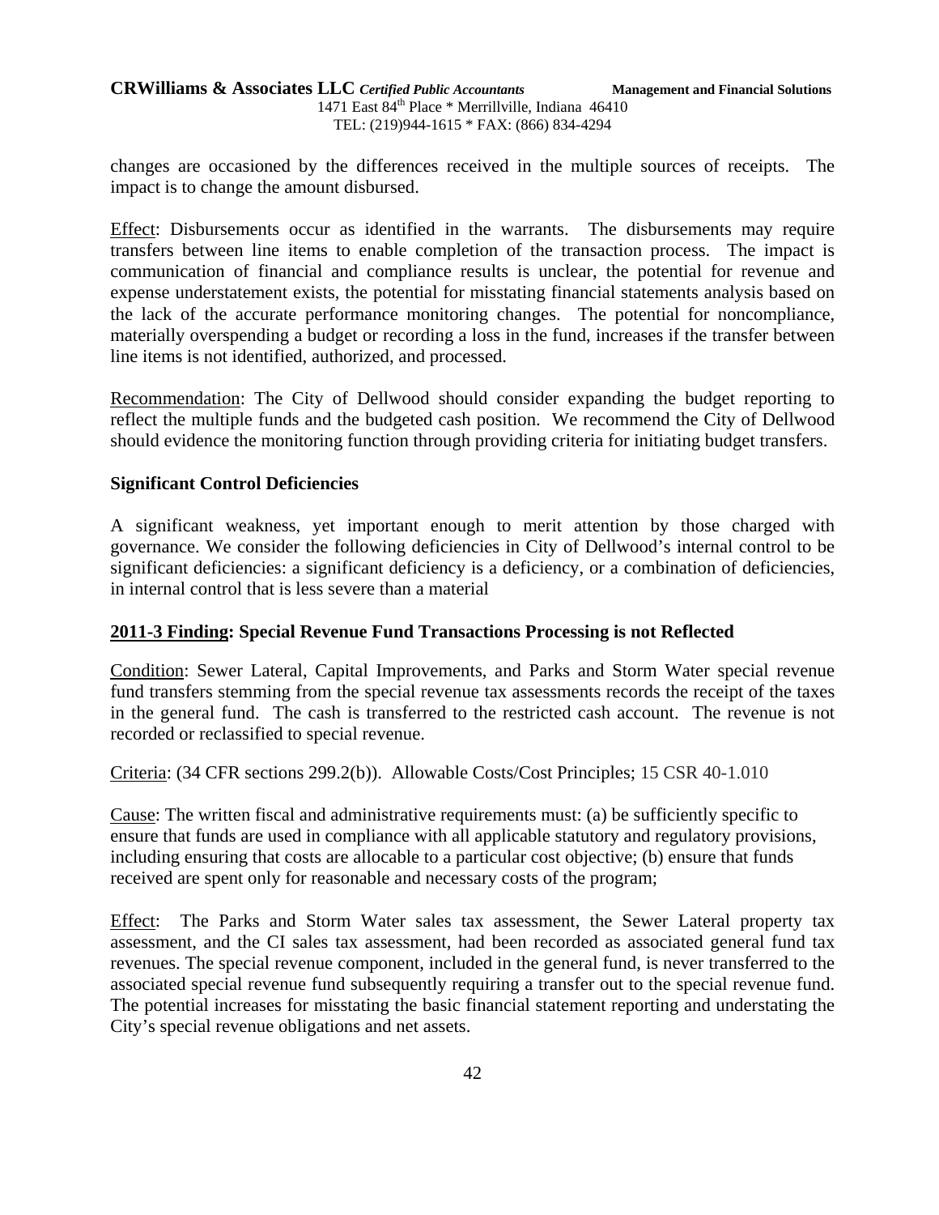changes are occasioned by the differences received in the multiple sources of receipts. The impact is to change the amount disbursed.

Effect: Disbursements occur as identified in the warrants. The disbursements may require transfers between line items to enable completion of the transaction process. The impact is communication of financial and compliance results is unclear, the potential for revenue and expense understatement exists, the potential for misstating financial statements analysis based on the lack of the accurate performance monitoring changes. The potential for noncompliance, materially overspending a budget or recording a loss in the fund, increases if the transfer between line items is not identified, authorized, and processed.

Recommendation: The City of Dellwood should consider expanding the budget reporting to reflect the multiple funds and the budgeted cash position. We recommend the City of Dellwood should evidence the monitoring function through providing criteria for initiating budget transfers.

**Significant Control Deficiencies**

A significant weakness, yet important enough to merit attention by those charged with governance. We consider the following deficiencies in City of Dellwood's internal control to be significant deficiencies: a significant deficiency is a deficiency, or a combination of deficiencies, in internal control that is less severe than a material

**2011-3 Finding: Special Revenue Fund Transactions Processing is not Reflected**

Condition: Sewer Lateral, Capital Improvements, and Parks and Storm Water special revenue fund transfers stemming from the special revenue tax assessments records the receipt of the taxes in the general fund. The cash is transferred to the restricted cash account. The revenue is not recorded or reclassified to special revenue.

Criteria: (34 CFR sections 299.2(b)). Allowable Costs/Cost Principles; 15 CSR 40-1.010

Cause: The written fiscal and administrative requirements must: (a) be sufficiently specific to ensure that funds are used in compliance with all applicable statutory and regulatory provisions, including ensuring that costs are allocable to a particular cost objective; (b) ensure that funds received are spent only for reasonable and necessary costs of the program;

Effect: The Parks and Storm Water sales tax assessment, the Sewer Lateral property tax assessment, and the CI sales tax assessment, had been recorded as associated general fund tax revenues. The special revenue component, included in the general fund, is never transferred to the associated special revenue fund subsequently requiring a transfer out to the special revenue fund. The potential increases for misstating the basic financial statement reporting and understating the City's special revenue obligations and net assets.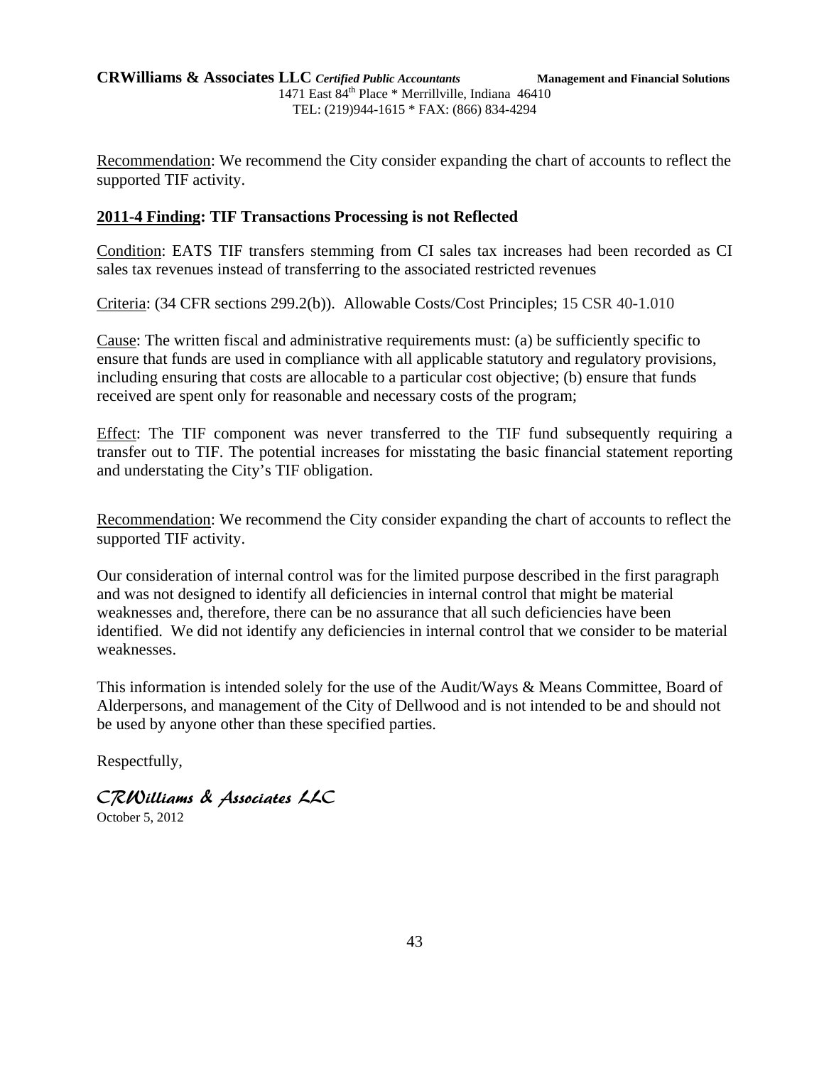Recommendation: We recommend the City consider expanding the chart of accounts to reflect the supported TIF activity.

**2011-4 Finding: TIF Transactions Processing is not Reflected**

Condition: EATS TIF transfers stemming from CI sales tax increases had been recorded as CI sales tax revenues instead of transferring to the associated restricted revenues

Criteria: (34 CFR sections 299.2(b)). Allowable Costs/Cost Principles; 15 CSR 40-1.010

Cause: The written fiscal and administrative requirements must: (a) be sufficiently specific to ensure that funds are used in compliance with all applicable statutory and regulatory provisions, including ensuring that costs are allocable to a particular cost objective; (b) ensure that funds received are spent only for reasonable and necessary costs of the program;

Effect: The TIF component was never transferred to the TIF fund subsequently requiring a transfer out to TIF. The potential increases for misstating the basic financial statement reporting and understating the City's TIF obligation.

Recommendation: We recommend the City consider expanding the chart of accounts to reflect the supported TIF activity.

Our consideration of internal control was for the limited purpose described in the first paragraph and was not designed to identify all deficiencies in internal control that might be material weaknesses and, therefore, there can be no assurance that all such deficiencies have been identified. We did not identify any deficiencies in internal control that we consider to be material weaknesses.

This information is intended solely for the use of the Audit/Ways & Means Committee, Board of Alderpersons, and management of the City of Dellwood and is not intended to be and should not be used by anyone other than these specified parties.

Respectfully,

*CRWilliams & Associates LLC*

October 5, 2012